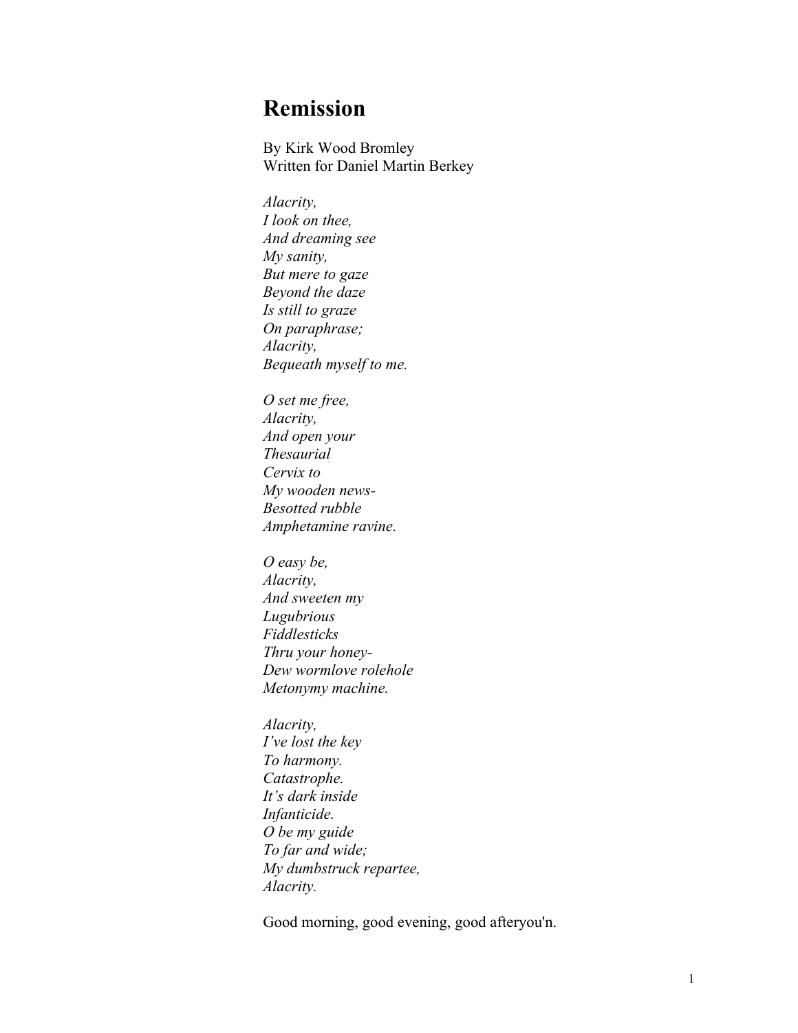# Remission

By Kirk Wood Bromley  
Written for Daniel Martin Berkey

*Alacrity,*  
*I look on thee,*  
*And dreaming see*  
*My sanity,*  
*But mere to gaze*  
*Beyond the daze*  
*Is still to graze*  
*On paraphrase;*  
*Alacrity,*  
*Bequeath myself to me.*

*O set me free,*  
*Alacrity,*  
*And open your*  
*Thesaurial*  
*Cervix to*  
*My wooden news-*  
*Besotted rubble*  
*Amphetamine ravine.*

*O easy be,*  
*Alacrity,*  
*And sweeten my*  
*Lugubrious*  
*Fiddlesticks*  
*Thru your honey-*  
*Dew wormlove rolehole*  
*Metonymy machine.*

*Alacrity,*  
*I've lost the key*  
*To harmony.*  
*Catastrophe.*  
*It's dark inside*  
*Infanticide.*  
*O be my guide*  
*To far and wide;*  
*My dumbstruck repartee,*  
*Alacrity.*

Good morning, good evening, good afteryou'n.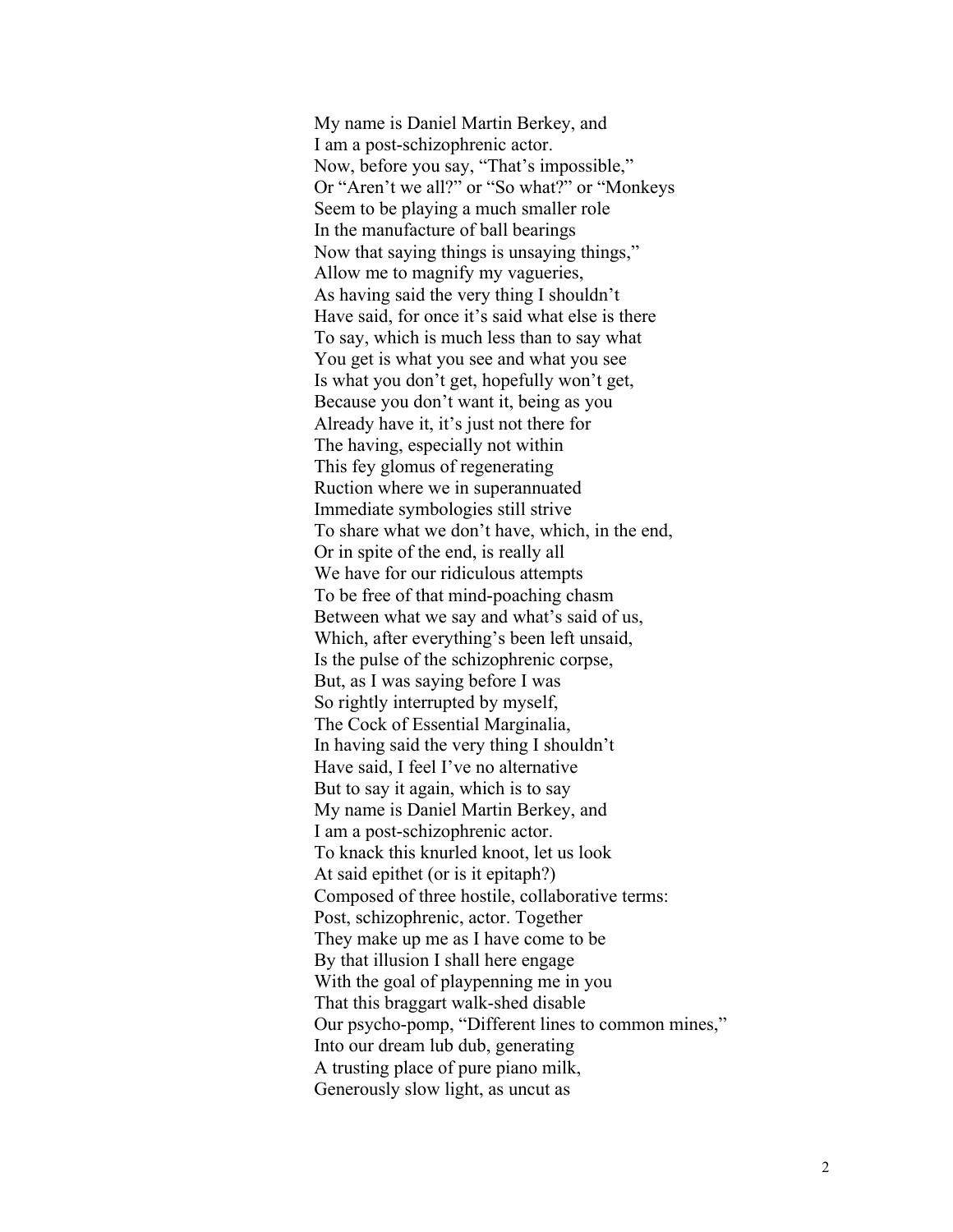My name is Daniel Martin Berkey, and  
I am a post-schizophrenic actor.  
Now, before you say, "That's impossible,"  
Or "Aren't we all?" or "So what?" or "Monkeys  
Seem to be playing a much smaller role  
In the manufacture of ball bearings  
Now that saying things is unsaying things,"  
Allow me to magnify my vagueries,  
As having said the very thing I shouldn't  
Have said, for once it's said what else is there  
To say, which is much less than to say what  
You get is what you see and what you see  
Is what you don't get, hopefully won't get,  
Because you don't want it, being as you  
Already have it, it's just not there for  
The having, especially not within  
This fey glomus of regenerating  
Ruction where we in superannuated  
Immediate symbologies still strive  
To share what we don't have, which, in the end,  
Or in spite of the end, is really all  
We have for our ridiculous attempts  
To be free of that mind-poaching chasm  
Between what we say and what's said of us,  
Which, after everything's been left unsaid,  
Is the pulse of the schizophrenic corpse,  
But, as I was saying before I was  
So rightly interrupted by myself,  
The Cock of Essential Marginalia,  
In having said the very thing I shouldn't  
Have said, I feel I've no alternative  
But to say it again, which is to say  
My name is Daniel Martin Berkey, and  
I am a post-schizophrenic actor.  
To knack this knurled knoot, let us look  
At said epithet (or is it epitaph?)  
Composed of three hostile, collaborative terms:  
Post, schizophrenic, actor. Together  
They make up me as I have come to be  
By that illusion I shall here engage  
With the goal of playpenning me in you  
That this braggart walk-shed disable  
Our psycho-pomp, "Different lines to common mines,"  
Into our dream lub dub, generating  
A trusting place of pure piano milk,  
Generously slow light, as uncut as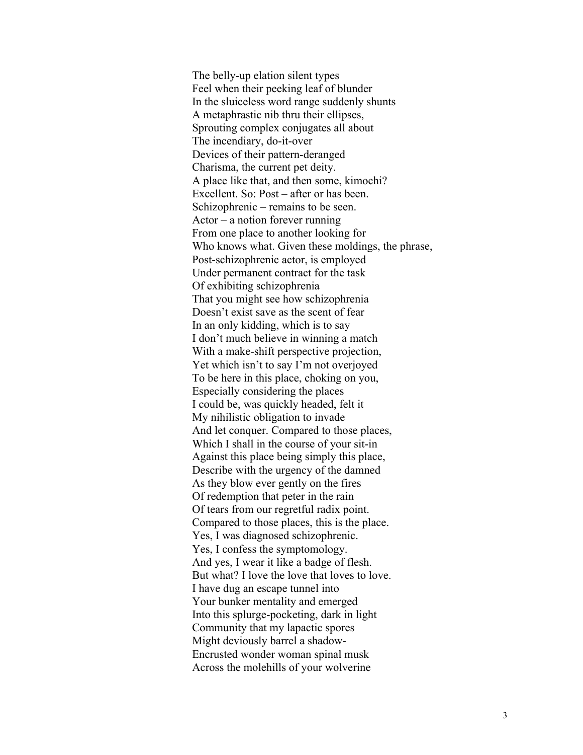The belly-up elation silent types
Feel when their peeking leaf of blunder
In the sluiceless word range suddenly shunts
A metaphrastic nib thru their ellipses,
Sprouting complex conjugates all about
The incendiary, do-it-over
Devices of their pattern-deranged
Charisma, the current pet deity.
A place like that, and then some, kimochi?
Excellent. So: Post – after or has been.
Schizophrenic – remains to be seen.
Actor – a notion forever running
From one place to another looking for
Who knows what. Given these moldings, the phrase,
Post-schizophrenic actor, is employed
Under permanent contract for the task
Of exhibiting schizophrenia
That you might see how schizophrenia
Doesn't exist save as the scent of fear
In an only kidding, which is to say
I don't much believe in winning a match
With a make-shift perspective projection,
Yet which isn't to say I'm not overjoyed
To be here in this place, choking on you,
Especially considering the places
I could be, was quickly headed, felt it
My nihilistic obligation to invade
And let conquer. Compared to those places,
Which I shall in the course of your sit-in
Against this place being simply this place,
Describe with the urgency of the damned
As they blow ever gently on the fires
Of redemption that peter in the rain
Of tears from our regretful radix point.
Compared to those places, this is the place.
Yes, I was diagnosed schizophrenic.
Yes, I confess the symptomology.
And yes, I wear it like a badge of flesh.
But what? I love the love that loves to love.
I have dug an escape tunnel into
Your bunker mentality and emerged
Into this splurge-pocketing, dark in light
Community that my lapactic spores
Might deviously barrel a shadow-
Encrusted wonder woman spinal musk
Across the molehills of your wolverine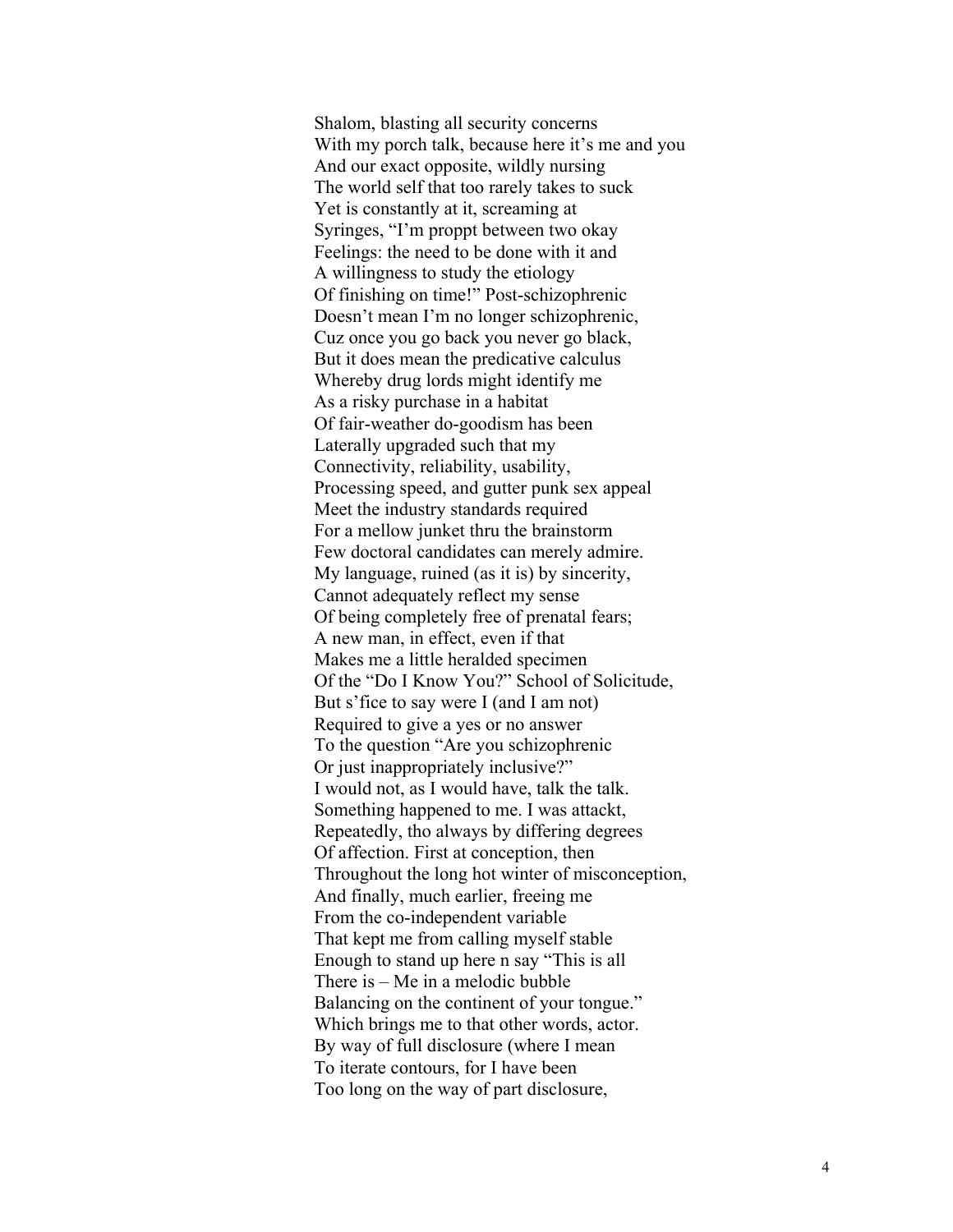Shalom, blasting all security concerns  
With my porch talk, because here it's me and you  
And our exact opposite, wildly nursing  
The world self that too rarely takes to suck  
Yet is constantly at it, screaming at  
Syringes, "I'm proppt between two okay  
Feelings: the need to be done with it and  
A willingness to study the etiology  
Of finishing on time!" Post-schizophrenic  
Doesn't mean I'm no longer schizophrenic,  
Cuz once you go back you never go black,  
But it does mean the predicative calculus  
Whereby drug lords might identify me  
As a risky purchase in a habitat  
Of fair-weather do-goodism has been  
Laterally upgraded such that my  
Connectivity, reliability, usability,  
Processing speed, and gutter punk sex appeal  
Meet the industry standards required  
For a mellow junket thru the brainstorm  
Few doctoral candidates can merely admire.  
My language, ruined (as it is) by sincerity,  
Cannot adequately reflect my sense  
Of being completely free of prenatal fears;  
A new man, in effect, even if that  
Makes me a little heralded specimen  
Of the "Do I Know You?" School of Solicitude,  
But s'fice to say were I (and I am not)  
Required to give a yes or no answer  
To the question "Are you schizophrenic  
Or just inappropriately inclusive?"  
I would not, as I would have, talk the talk.  
Something happened to me. I was attackt,  
Repeatedly, tho always by differing degrees  
Of affection. First at conception, then  
Throughout the long hot winter of misconception,  
And finally, much earlier, freeing me  
From the co-independent variable  
That kept me from calling myself stable  
Enough to stand up here n say "This is all  
There is – Me in a melodic bubble  
Balancing on the continent of your tongue."  
Which brings me to that other words, actor.  
By way of full disclosure (where I mean  
To iterate contours, for I have been  
Too long on the way of part disclosure,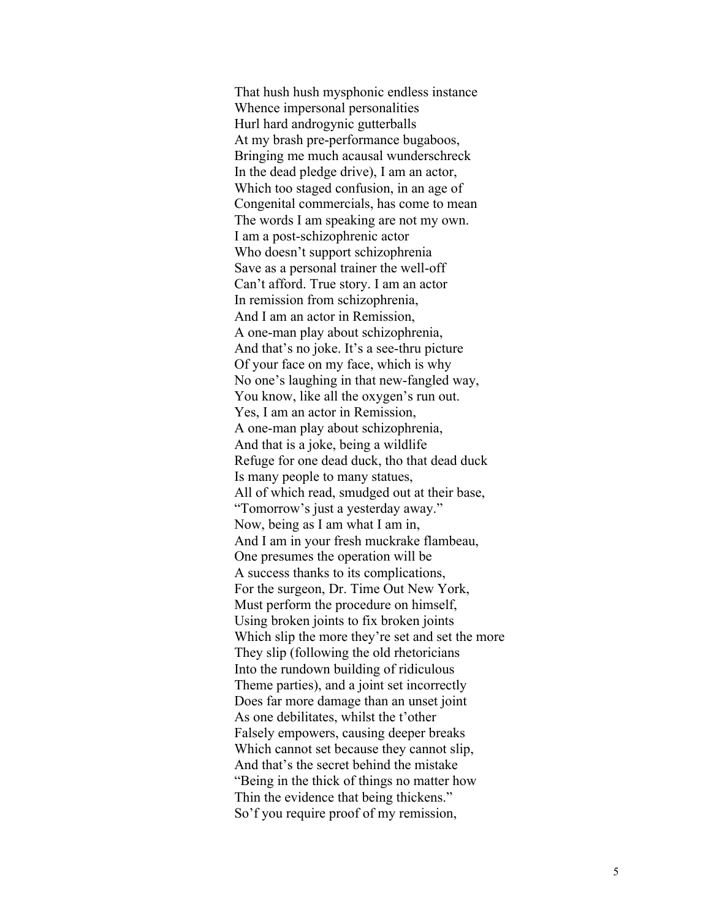That hush hush mysphonic endless instance  
Whence impersonal personalities  
Hurl hard androgynic gutterballs  
At my brash pre-performance bugaboos,  
Bringing me much acausal wunderschreck  
In the dead pledge drive), I am an actor,  
Which too staged confusion, in an age of  
Congenital commercials, has come to mean  
The words I am speaking are not my own.  
I am a post-schizophrenic actor  
Who doesn't support schizophrenia  
Save as a personal trainer the well-off  
Can't afford. True story. I am an actor  
In remission from schizophrenia,  
And I am an actor in Remission,  
A one-man play about schizophrenia,  
And that's no joke. It's a see-thru picture  
Of your face on my face, which is why  
No one's laughing in that new-fangled way,  
You know, like all the oxygen's run out.  
Yes, I am an actor in Remission,  
A one-man play about schizophrenia,  
And that is a joke, being a wildlife  
Refuge for one dead duck, tho that dead duck  
Is many people to many statues,  
All of which read, smudged out at their base,  
"Tomorrow's just a yesterday away."  
Now, being as I am what I am in,  
And I am in your fresh muckrake flambeau,  
One presumes the operation will be  
A success thanks to its complications,  
For the surgeon, Dr. Time Out New York,  
Must perform the procedure on himself,  
Using broken joints to fix broken joints  
Which slip the more they're set and set the more  
They slip (following the old rhetoricians  
Into the rundown building of ridiculous  
Theme parties), and a joint set incorrectly  
Does far more damage than an unset joint  
As one debilitates, whilst the t'other  
Falsely empowers, causing deeper breaks  
Which cannot set because they cannot slip,  
And that's the secret behind the mistake  
"Being in the thick of things no matter how  
Thin the evidence that being thickens."  
So'f you require proof of my remission,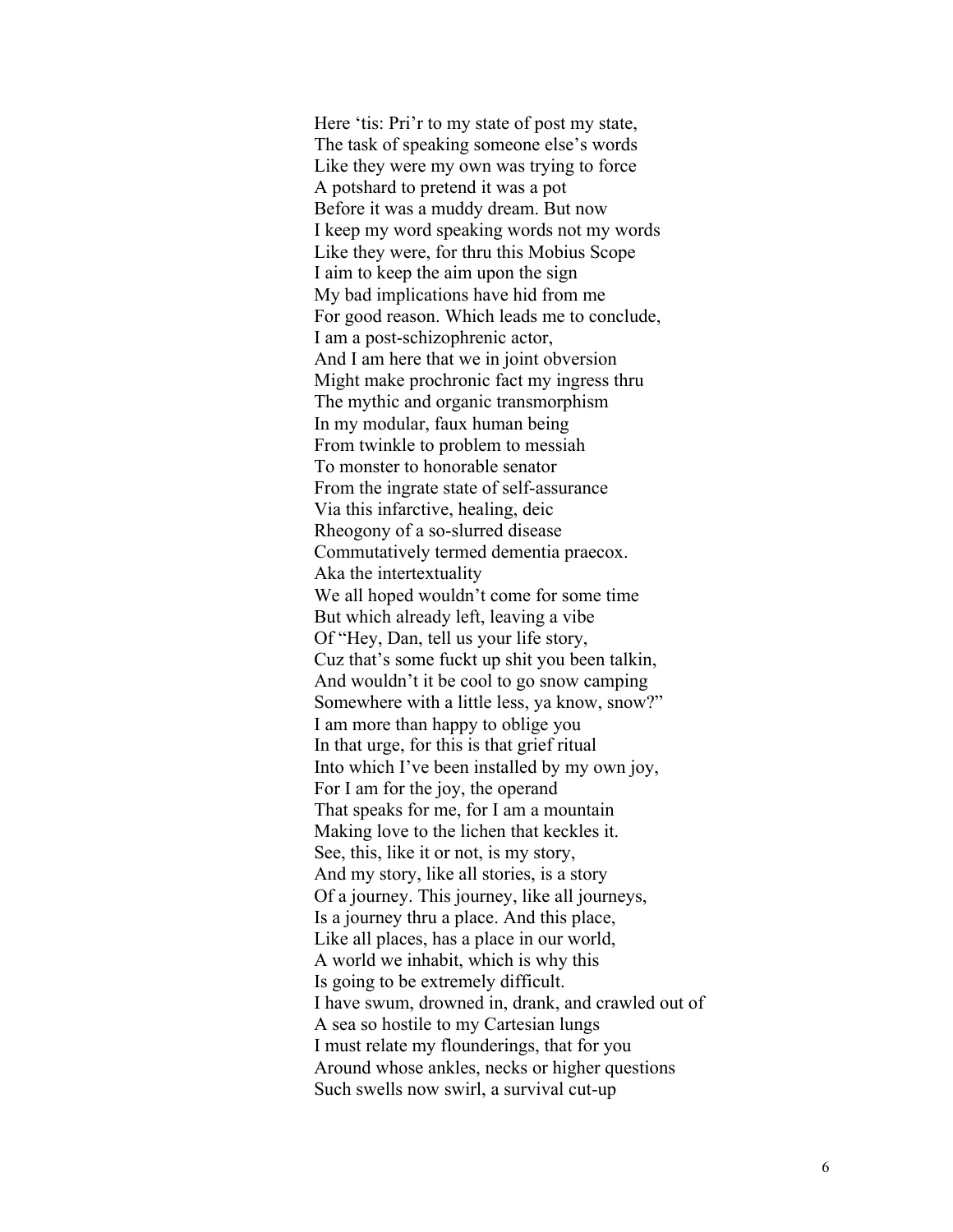Here 'tis: Pri'r to my state of post my state,  
The task of speaking someone else's words  
Like they were my own was trying to force  
A potshard to pretend it was a pot  
Before it was a muddy dream. But now  
I keep my word speaking words not my words  
Like they were, for thru this Mobius Scope  
I aim to keep the aim upon the sign  
My bad implications have hid from me  
For good reason. Which leads me to conclude,  
I am a post-schizophrenic actor,  
And I am here that we in joint obversion  
Might make prochronic fact my ingress thru  
The mythic and organic transmorphism  
In my modular, faux human being  
From twinkle to problem to messiah  
To monster to honorable senator  
From the ingrate state of self-assurance  
Via this infarctive, healing, deic  
Rheogony of a so-slurred disease  
Commutatively termed dementia praecox.  
Aka the intertextuality  
We all hoped wouldn't come for some time  
But which already left, leaving a vibe  
Of "Hey, Dan, tell us your life story,  
Cuz that's some fuckt up shit you been talkin,  
And wouldn't it be cool to go snow camping  
Somewhere with a little less, ya know, snow?"  
I am more than happy to oblige you  
In that urge, for this is that grief ritual  
Into which I've been installed by my own joy,  
For I am for the joy, the operand  
That speaks for me, for I am a mountain  
Making love to the lichen that keckles it.  
See, this, like it or not, is my story,  
And my story, like all stories, is a story  
Of a journey. This journey, like all journeys,  
Is a journey thru a place. And this place,  
Like all places, has a place in our world,  
A world we inhabit, which is why this  
Is going to be extremely difficult.  
I have swum, drowned in, drank, and crawled out of  
A sea so hostile to my Cartesian lungs  
I must relate my flounderings, that for you  
Around whose ankles, necks or higher questions  
Such swells now swirl, a survival cut-up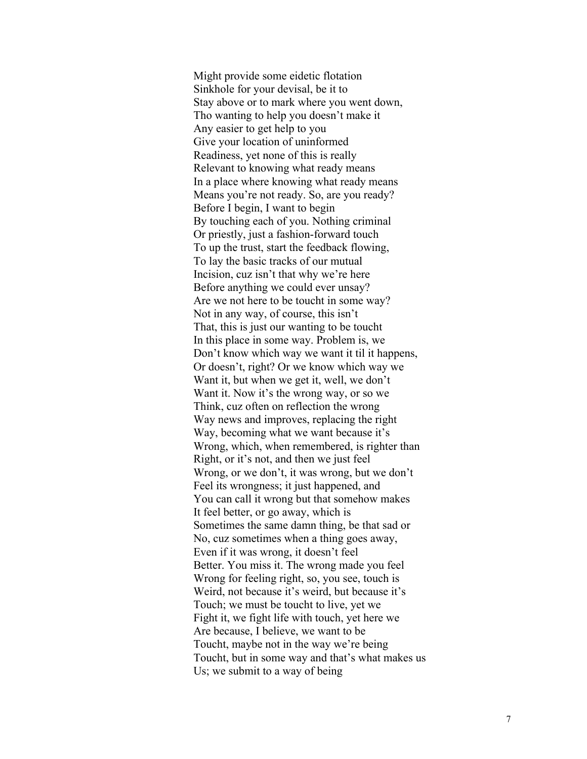Might provide some eidetic flotation  
Sinkhole for your devisal, be it to  
Stay above or to mark where you went down,  
Tho wanting to help you doesn't make it  
Any easier to get help to you  
Give your location of uninformed  
Readiness, yet none of this is really  
Relevant to knowing what ready means  
In a place where knowing what ready means  
Means you're not ready. So, are you ready?  
Before I begin, I want to begin  
By touching each of you. Nothing criminal  
Or priestly, just a fashion-forward touch  
To up the trust, start the feedback flowing,  
To lay the basic tracks of our mutual  
Incision, cuz isn't that why we're here  
Before anything we could ever unsay?  
Are we not here to be toucht in some way?  
Not in any way, of course, this isn't  
That, this is just our wanting to be toucht  
In this place in some way. Problem is, we  
Don't know which way we want it til it happens,  
Or doesn't, right? Or we know which way we  
Want it, but when we get it, well, we don't  
Want it. Now it's the wrong way, or so we  
Think, cuz often on reflection the wrong  
Way news and improves, replacing the right  
Way, becoming what we want because it's  
Wrong, which, when remembered, is righter than  
Right, or it's not, and then we just feel  
Wrong, or we don't, it was wrong, but we don't  
Feel its wrongness; it just happened, and  
You can call it wrong but that somehow makes  
It feel better, or go away, which is  
Sometimes the same damn thing, be that sad or  
No, cuz sometimes when a thing goes away,  
Even if it was wrong, it doesn't feel  
Better. You miss it. The wrong made you feel  
Wrong for feeling right, so, you see, touch is  
Weird, not because it's weird, but because it's  
Touch; we must be toucht to live, yet we  
Fight it, we fight life with touch, yet here we  
Are because, I believe, we want to be  
Toucht, maybe not in the way we're being  
Toucht, but in some way and that's what makes us  
Us; we submit to a way of being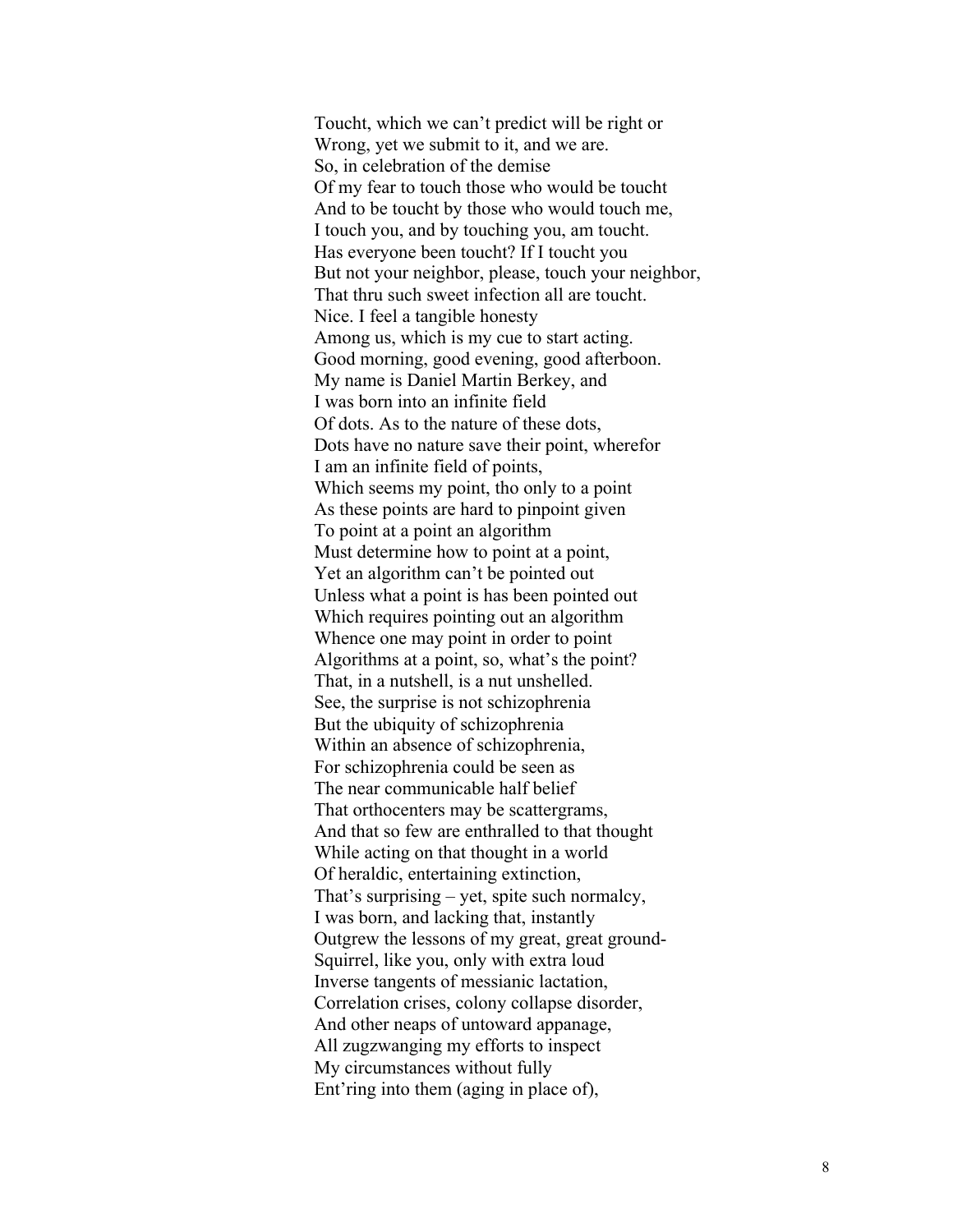Toucht, which we can't predict will be right or  
Wrong, yet we submit to it, and we are.  
So, in celebration of the demise  
Of my fear to touch those who would be toucht  
And to be toucht by those who would touch me,  
I touch you, and by touching you, am toucht.  
Has everyone been toucht? If I toucht you  
But not your neighbor, please, touch your neighbor,  
That thru such sweet infection all are toucht.  
Nice. I feel a tangible honesty  
Among us, which is my cue to start acting.  
Good morning, good evening, good afterboon.  
My name is Daniel Martin Berkey, and  
I was born into an infinite field  
Of dots. As to the nature of these dots,  
Dots have no nature save their point, wherefor  
I am an infinite field of points,  
Which seems my point, tho only to a point  
As these points are hard to pinpoint given  
To point at a point an algorithm  
Must determine how to point at a point,  
Yet an algorithm can't be pointed out  
Unless what a point is has been pointed out  
Which requires pointing out an algorithm  
Whence one may point in order to point  
Algorithms at a point, so, what's the point?  
That, in a nutshell, is a nut unshelled.  
See, the surprise is not schizophrenia  
But the ubiquity of schizophrenia  
Within an absence of schizophrenia,  
For schizophrenia could be seen as  
The near communicable half belief  
That orthocenters may be scattergrams,  
And that so few are enthralled to that thought  
While acting on that thought in a world  
Of heraldic, entertaining extinction,  
That's surprising – yet, spite such normalcy,  
I was born, and lacking that, instantly  
Outgrew the lessons of my great, great ground-  
Squirrel, like you, only with extra loud  
Inverse tangents of messianic lactation,  
Correlation crises, colony collapse disorder,  
And other neaps of untoward appanage,  
All zugzwanging my efforts to inspect  
My circumstances without fully  
Ent'ring into them (aging in place of),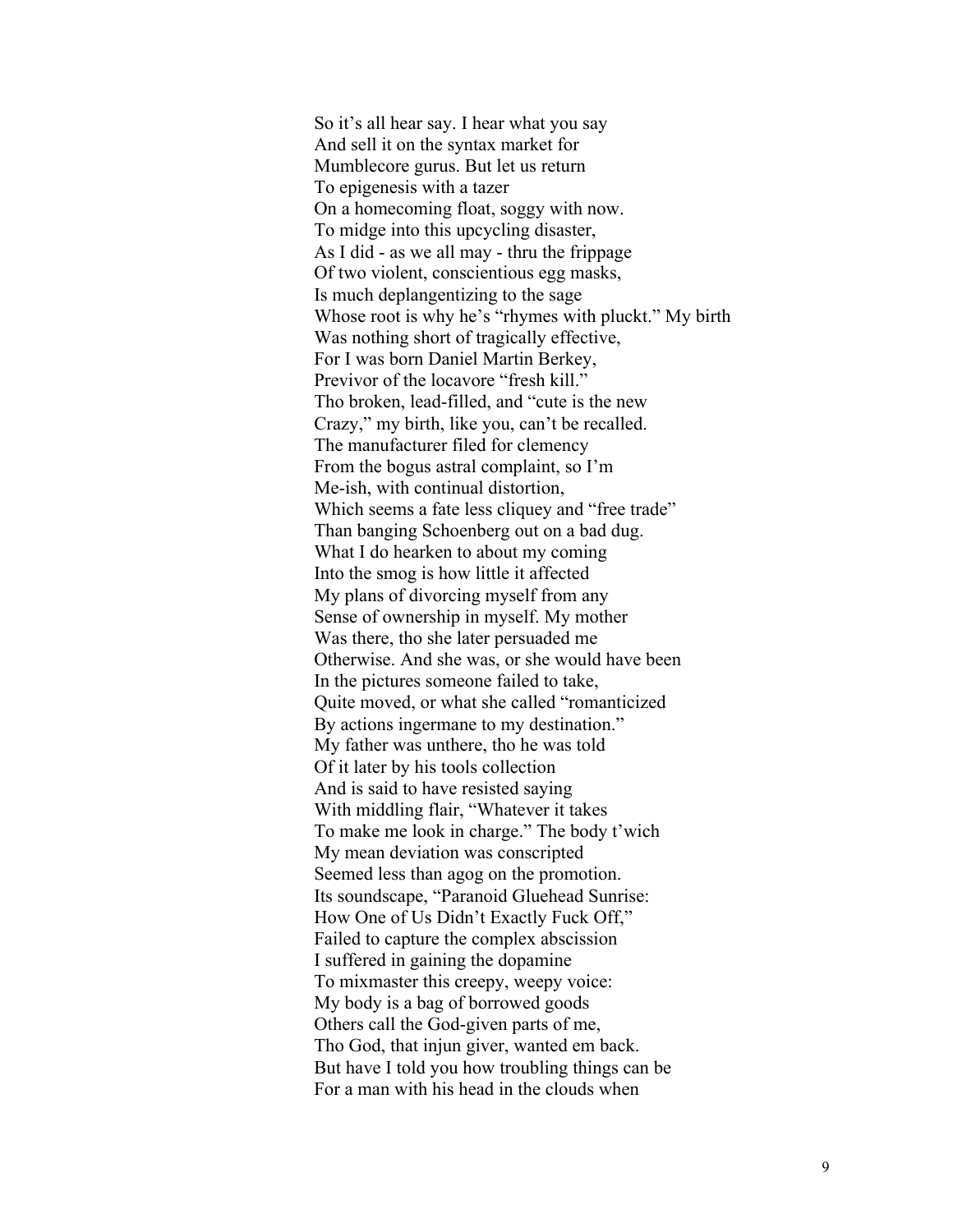So it's all hear say. I hear what you say  
And sell it on the syntax market for  
Mumblecore gurus. But let us return  
To epigenesis with a tazer  
On a homecoming float, soggy with now.  
To midge into this upcycling disaster,  
As I did - as we all may - thru the frippage  
Of two violent, conscientious egg masks,  
Is much deplangentizing to the sage  
Whose root is why he's "rhymes with pluckt." My birth  
Was nothing short of tragically effective,  
For I was born Daniel Martin Berkey,  
Previvor of the locavore "fresh kill."  
Tho broken, lead-filled, and "cute is the new  
Crazy," my birth, like you, can't be recalled.  
The manufacturer filed for clemency  
From the bogus astral complaint, so I'm  
Me-ish, with continual distortion,  
Which seems a fate less cliquey and "free trade"  
Than banging Schoenberg out on a bad dug.  
What I do hearken to about my coming  
Into the smog is how little it affected  
My plans of divorcing myself from any  
Sense of ownership in myself. My mother  
Was there, tho she later persuaded me  
Otherwise. And she was, or she would have been  
In the pictures someone failed to take,  
Quite moved, or what she called "romanticized  
By actions ingermane to my destination."  
My father was unthere, tho he was told  
Of it later by his tools collection  
And is said to have resisted saying  
With middling flair, "Whatever it takes  
To make me look in charge." The body t'wich  
My mean deviation was conscripted  
Seemed less than agog on the promotion.  
Its soundscape, "Paranoid Gluehead Sunrise:  
How One of Us Didn't Exactly Fuck Off,"  
Failed to capture the complex abscission  
I suffered in gaining the dopamine  
To mixmaster this creepy, weepy voice:  
My body is a bag of borrowed goods  
Others call the God-given parts of me,  
Tho God, that injun giver, wanted em back.  
But have I told you how troubling things can be  
For a man with his head in the clouds when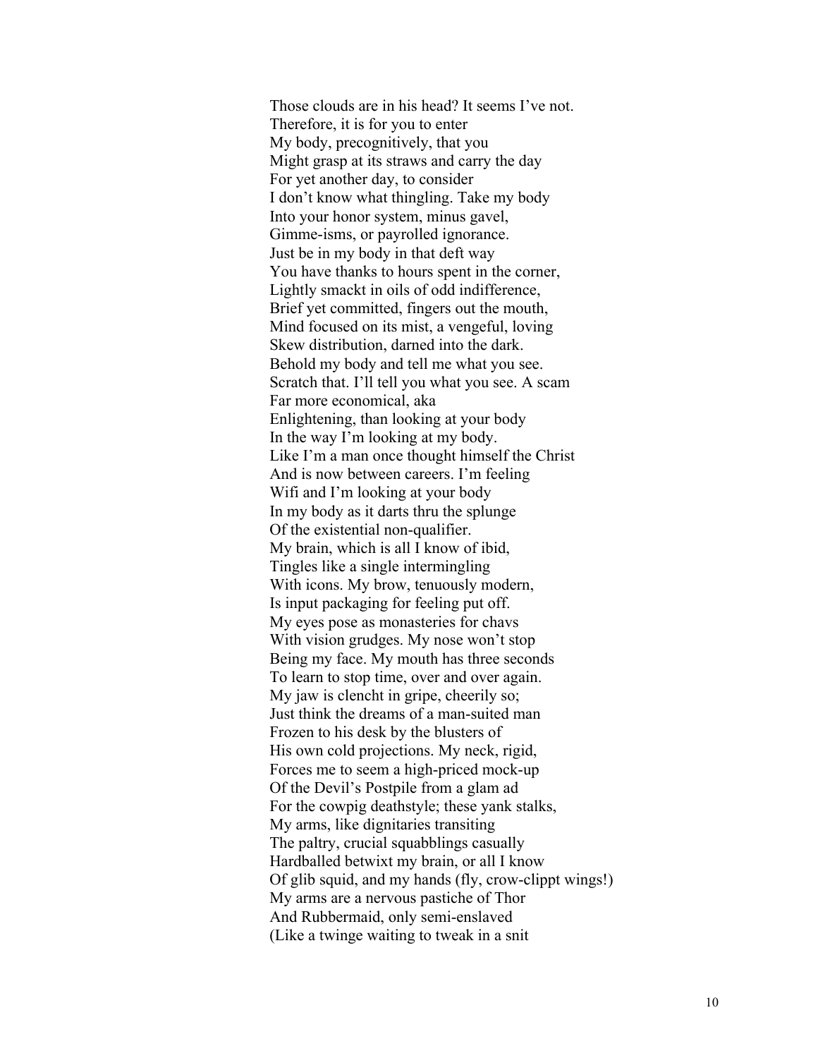Those clouds are in his head? It seems I've not.  
Therefore, it is for you to enter  
My body, precognitively, that you  
Might grasp at its straws and carry the day  
For yet another day, to consider  
I don't know what thingling. Take my body  
Into your honor system, minus gavel,  
Gimme-isms, or payrolled ignorance.  
Just be in my body in that deft way  
You have thanks to hours spent in the corner,  
Lightly smackt in oils of odd indifference,  
Brief yet committed, fingers out the mouth,  
Mind focused on its mist, a vengeful, loving  
Skew distribution, darned into the dark.  
Behold my body and tell me what you see.  
Scratch that. I'll tell you what you see. A scam  
Far more economical, aka  
Enlightening, than looking at your body  
In the way I'm looking at my body.  
Like I'm a man once thought himself the Christ  
And is now between careers. I'm feeling  
Wifi and I'm looking at your body  
In my body as it darts thru the splunge  
Of the existential non-qualifier.  
My brain, which is all I know of ibid,  
Tingles like a single intermingling  
With icons. My brow, tenuously modern,  
Is input packaging for feeling put off.  
My eyes pose as monasteries for chavs  
With vision grudges. My nose won't stop  
Being my face. My mouth has three seconds  
To learn to stop time, over and over again.  
My jaw is clencht in gripe, cheerily so;  
Just think the dreams of a man-suited man  
Frozen to his desk by the blusters of  
His own cold projections. My neck, rigid,  
Forces me to seem a high-priced mock-up  
Of the Devil's Postpile from a glam ad  
For the cowpig deathstyle; these yank stalks,  
My arms, like dignitaries transiting  
The paltry, crucial squabblings casually  
Hardballed betwixt my brain, or all I know  
Of glib squid, and my hands (fly, crow-clippt wings!)  
My arms are a nervous pastiche of Thor  
And Rubbermaid, only semi-enslaved  
(Like a twinge waiting to tweak in a snit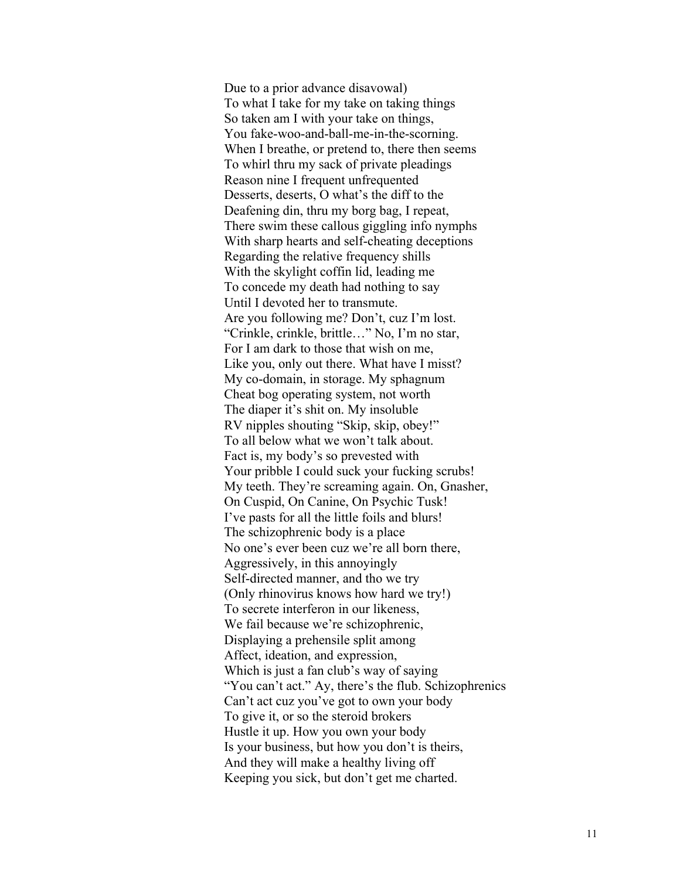Due to a prior advance disavowal)  
To what I take for my take on taking things  
So taken am I with your take on things,  
You fake-woo-and-ball-me-in-the-scorning.  
When I breathe, or pretend to, there then seems  
To whirl thru my sack of private pleadings  
Reason nine I frequent unfrequented  
Desserts, deserts, O what's the diff to the  
Deafening din, thru my borg bag, I repeat,  
There swim these callous giggling info nymphs  
With sharp hearts and self-cheating deceptions  
Regarding the relative frequency shills  
With the skylight coffin lid, leading me  
To concede my death had nothing to say  
Until I devoted her to transmute.  
Are you following me? Don't, cuz I'm lost.  
"Crinkle, crinkle, brittle…" No, I'm no star,  
For I am dark to those that wish on me,  
Like you, only out there. What have I misst?  
My co-domain, in storage. My sphagnum  
Cheat bog operating system, not worth  
The diaper it's shit on. My insoluble  
RV nipples shouting "Skip, skip, obey!"  
To all below what we won't talk about.  
Fact is, my body's so prevested with  
Your pribble I could suck your fucking scrubs!  
My teeth. They're screaming again. On, Gnasher,  
On Cuspid, On Canine, On Psychic Tusk!  
I've pasts for all the little foils and blurs!  
The schizophrenic body is a place  
No one's ever been cuz we're all born there,  
Aggressively, in this annoyingly  
Self-directed manner, and tho we try  
(Only rhinovirus knows how hard we try!)  
To secrete interferon in our likeness,  
We fail because we're schizophrenic,  
Displaying a prehensile split among  
Affect, ideation, and expression,  
Which is just a fan club's way of saying  
"You can't act." Ay, there's the flub. Schizophrenics  
Can't act cuz you've got to own your body  
To give it, or so the steroid brokers  
Hustle it up. How you own your body  
Is your business, but how you don't is theirs,  
And they will make a healthy living off  
Keeping you sick, but don't get me charted.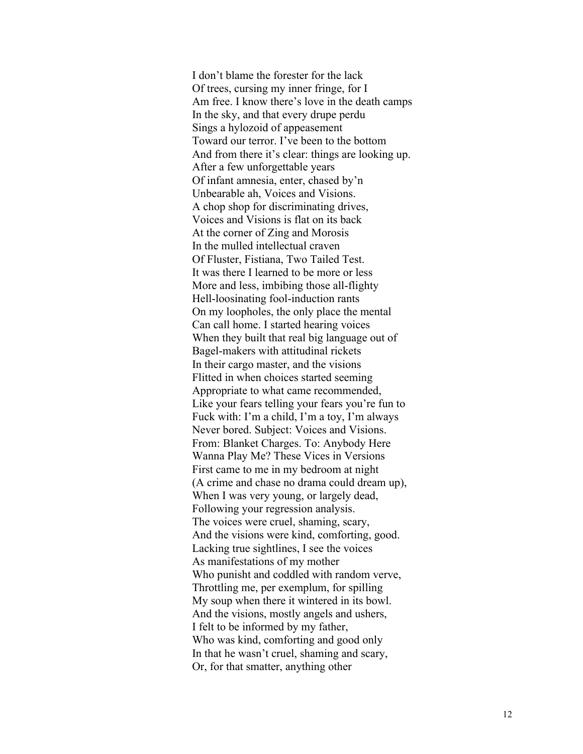I don't blame the forester for the lack  
Of trees, cursing my inner fringe, for I  
Am free. I know there's love in the death camps  
In the sky, and that every drupe perdu  
Sings a hylozoid of appeasement  
Toward our terror. I've been to the bottom  
And from there it's clear: things are looking up.  
After a few unforgettable years  
Of infant amnesia, enter, chased by'n  
Unbearable ah, Voices and Visions.  
A chop shop for discriminating drives,  
Voices and Visions is flat on its back  
At the corner of Zing and Morosis  
In the mulled intellectual craven  
Of Fluster, Fistiana, Two Tailed Test.  
It was there I learned to be more or less  
More and less, imbibing those all-flighty  
Hell-loosinating fool-induction rants  
On my loopholes, the only place the mental  
Can call home. I started hearing voices  
When they built that real big language out of  
Bagel-makers with attitudinal rickets  
In their cargo master, and the visions  
Flitted in when choices started seeming  
Appropriate to what came recommended,  
Like your fears telling your fears you're fun to  
Fuck with: I'm a child, I'm a toy, I'm always  
Never bored. Subject: Voices and Visions.  
From: Blanket Charges. To: Anybody Here  
Wanna Play Me? These Vices in Versions  
First came to me in my bedroom at night  
(A crime and chase no drama could dream up),  
When I was very young, or largely dead,  
Following your regression analysis.  
The voices were cruel, shaming, scary,  
And the visions were kind, comforting, good.  
Lacking true sightlines, I see the voices  
As manifestations of my mother  
Who punisht and coddled with random verve,  
Throttling me, per exemplum, for spilling  
My soup when there it wintered in its bowl.  
And the visions, mostly angels and ushers,  
I felt to be informed by my father,  
Who was kind, comforting and good only  
In that he wasn't cruel, shaming and scary,  
Or, for that smatter, anything other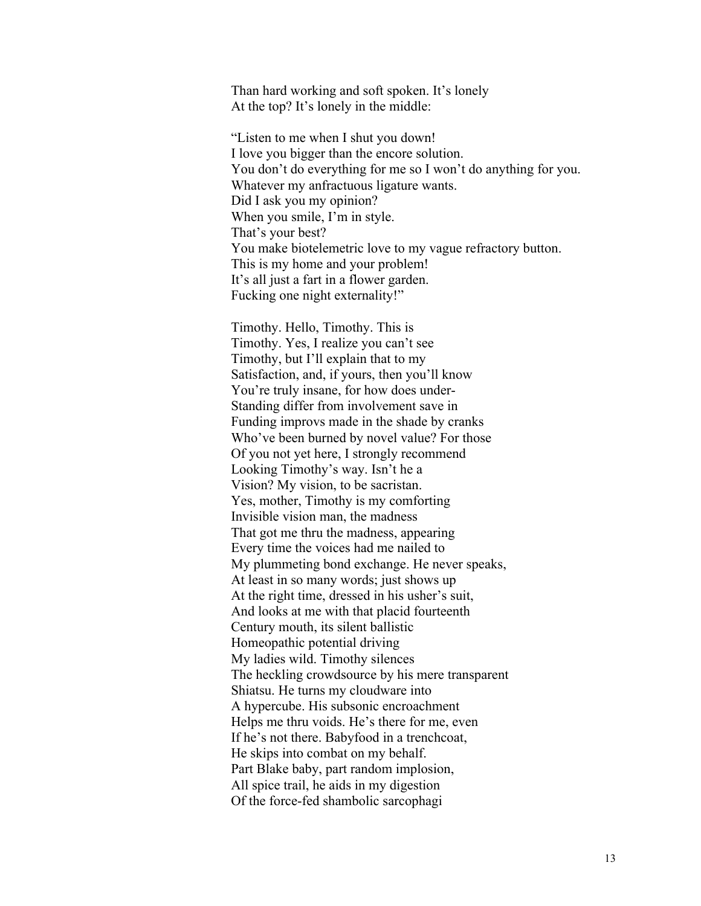Than hard working and soft spoken. It's lonely
At the top? It's lonely in the middle:

"Listen to me when I shut you down!
I love you bigger than the encore solution.
You don't do everything for me so I won't do anything for you.
Whatever my anfractuous ligature wants.
Did I ask you my opinion?
When you smile, I'm in style.
That's your best?
You make biotelemetric love to my vague refractory button.
This is my home and your problem!
It's all just a fart in a flower garden.
Fucking one night externality!"

Timothy. Hello, Timothy. This is
Timothy. Yes, I realize you can't see
Timothy, but I'll explain that to my
Satisfaction, and, if yours, then you'll know
You're truly insane, for how does under-
Standing differ from involvement save in
Funding improvs made in the shade by cranks
Who've been burned by novel value? For those
Of you not yet here, I strongly recommend
Looking Timothy's way. Isn't he a
Vision? My vision, to be sacristan.
Yes, mother, Timothy is my comforting
Invisible vision man, the madness
That got me thru the madness, appearing
Every time the voices had me nailed to
My plummeting bond exchange. He never speaks,
At least in so many words; just shows up
At the right time, dressed in his usher's suit,
And looks at me with that placid fourteenth
Century mouth, its silent ballistic
Homeopathic potential driving
My ladies wild. Timothy silences
The heckling crowdsource by his mere transparent
Shiatsu. He turns my cloudware into
A hypercube. His subsonic encroachment
Helps me thru voids. He's there for me, even
If he's not there. Babyfood in a trenchcoat,
He skips into combat on my behalf.
Part Blake baby, part random implosion,
All spice trail, he aids in my digestion
Of the force-fed shambolic sarcophagi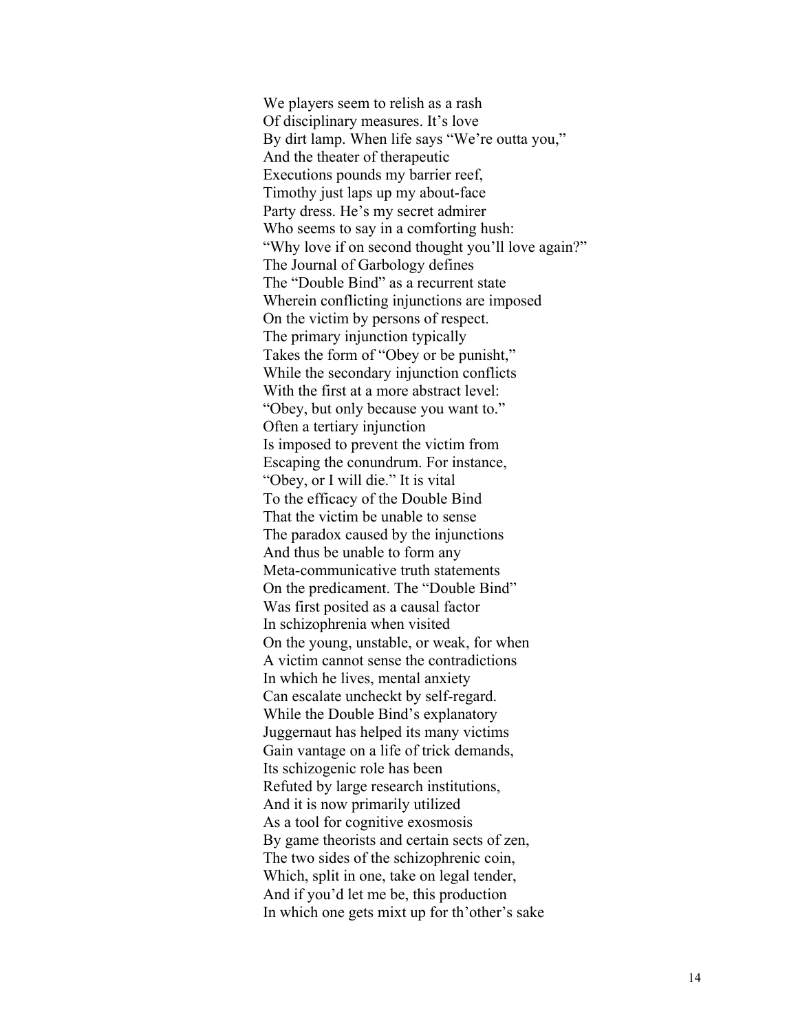We players seem to relish as a rash  
Of disciplinary measures. It's love  
By dirt lamp. When life says "We're outta you,"  
And the theater of therapeutic  
Executions pounds my barrier reef,  
Timothy just laps up my about-face  
Party dress. He's my secret admirer  
Who seems to say in a comforting hush:  
"Why love if on second thought you'll love again?"  
The Journal of Garbology defines  
The "Double Bind" as a recurrent state  
Wherein conflicting injunctions are imposed  
On the victim by persons of respect.  
The primary injunction typically  
Takes the form of "Obey or be punisht,"  
While the secondary injunction conflicts  
With the first at a more abstract level:  
"Obey, but only because you want to."  
Often a tertiary injunction  
Is imposed to prevent the victim from  
Escaping the conundrum. For instance,  
"Obey, or I will die." It is vital  
To the efficacy of the Double Bind  
That the victim be unable to sense  
The paradox caused by the injunctions  
And thus be unable to form any  
Meta-communicative truth statements  
On the predicament. The "Double Bind"  
Was first posited as a causal factor  
In schizophrenia when visited  
On the young, unstable, or weak, for when  
A victim cannot sense the contradictions  
In which he lives, mental anxiety  
Can escalate uncheckt by self-regard.  
While the Double Bind's explanatory  
Juggernaut has helped its many victims  
Gain vantage on a life of trick demands,  
Its schizogenic role has been  
Refuted by large research institutions,  
And it is now primarily utilized  
As a tool for cognitive exosmosis  
By game theorists and certain sects of zen,  
The two sides of the schizophrenic coin,  
Which, split in one, take on legal tender,  
And if you'd let me be, this production  
In which one gets mixt up for th'other's sake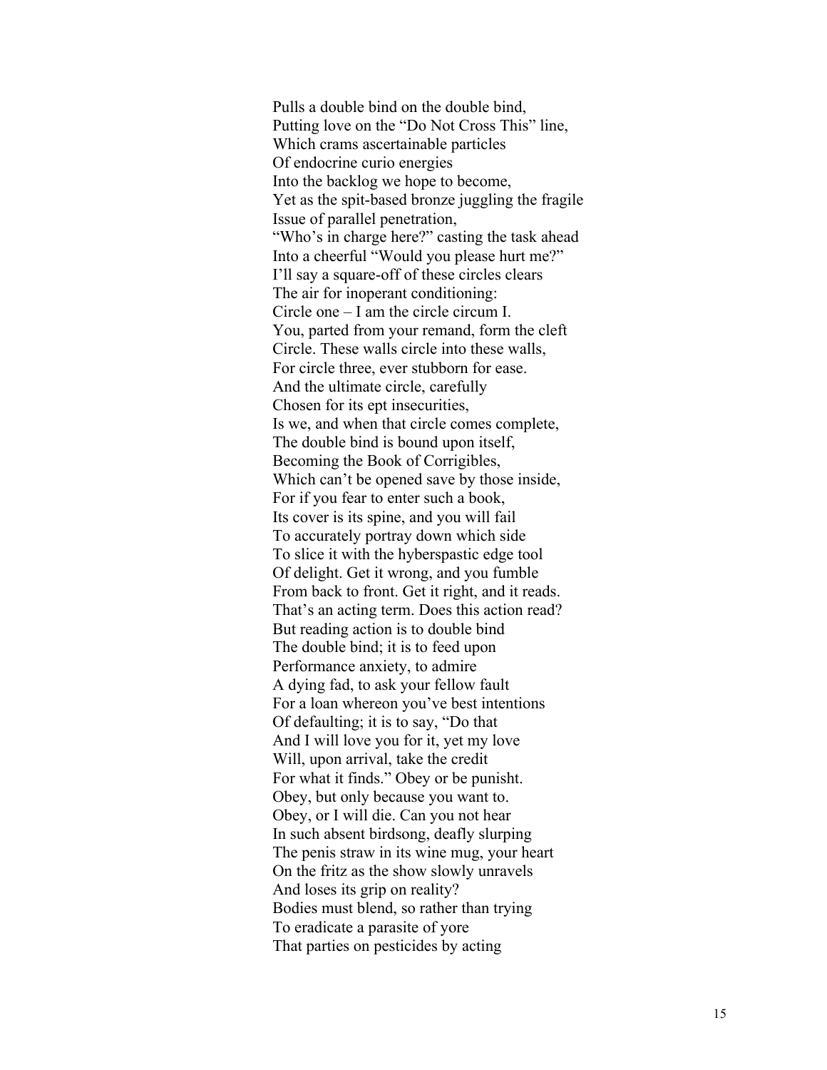Pulls a double bind on the double bind,
Putting love on the "Do Not Cross This" line,
Which crams ascertainable particles
Of endocrine curio energies
Into the backlog we hope to become,
Yet as the spit-based bronze juggling the fragile
Issue of parallel penetration,
"Who's in charge here?" casting the task ahead
Into a cheerful "Would you please hurt me?"
I'll say a square-off of these circles clears
The air for inoperant conditioning:
Circle one – I am the circle circum I.
You, parted from your remand, form the cleft
Circle. These walls circle into these walls,
For circle three, ever stubborn for ease.
And the ultimate circle, carefully
Chosen for its ept insecurities,
Is we, and when that circle comes complete,
The double bind is bound upon itself,
Becoming the Book of Corrigibles,
Which can't be opened save by those inside,
For if you fear to enter such a book,
Its cover is its spine, and you will fail
To accurately portray down which side
To slice it with the hyberspastic edge tool
Of delight. Get it wrong, and you fumble
From back to front. Get it right, and it reads.
That's an acting term. Does this action read?
But reading action is to double bind
The double bind; it is to feed upon
Performance anxiety, to admire
A dying fad, to ask your fellow fault
For a loan whereon you've best intentions
Of defaulting; it is to say, "Do that
And I will love you for it, yet my love
Will, upon arrival, take the credit
For what it finds." Obey or be punisht.
Obey, but only because you want to.
Obey, or I will die. Can you not hear
In such absent birdsong, deafly slurping
The penis straw in its wine mug, your heart
On the fritz as the show slowly unravels
And loses its grip on reality?
Bodies must blend, so rather than trying
To eradicate a parasite of yore
That parties on pesticides by acting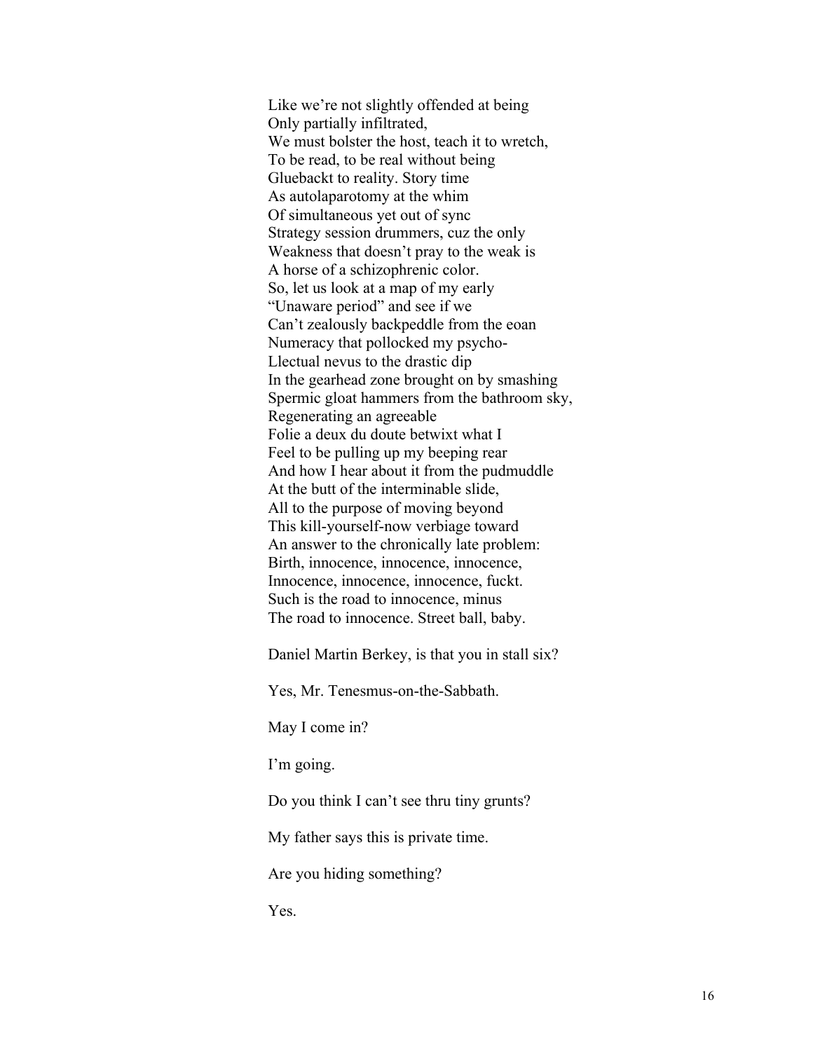Like we're not slightly offended at being  
Only partially infiltrated,  
We must bolster the host, teach it to wretch,  
To be read, to be real without being  
Gluebackt to reality. Story time  
As autolaparotomy at the whim  
Of simultaneous yet out of sync  
Strategy session drummers, cuz the only  
Weakness that doesn't pray to the weak is  
A horse of a schizophrenic color.  
So, let us look at a map of my early  
"Unaware period" and see if we  
Can't zealously backpeddle from the eoan  
Numeracy that pollocked my psycho-  
Llectual nevus to the drastic dip  
In the gearhead zone brought on by smashing  
Spermic gloat hammers from the bathroom sky,  
Regenerating an agreeable  
Folie a deux du doute betwixt what I  
Feel to be pulling up my beeping rear  
And how I hear about it from the pudmuddle  
At the butt of the interminable slide,  
All to the purpose of moving beyond  
This kill-yourself-now verbiage toward  
An answer to the chronically late problem:  
Birth, innocence, innocence, innocence,  
Innocence, innocence, innocence, fuckt.  
Such is the road to innocence, minus  
The road to innocence. Street ball, baby.

Daniel Martin Berkey, is that you in stall six?

Yes, Mr. Tenesmus-on-the-Sabbath.

May I come in?

I'm going.

Do you think I can't see thru tiny grunts?

My father says this is private time.

Are you hiding something?

Yes.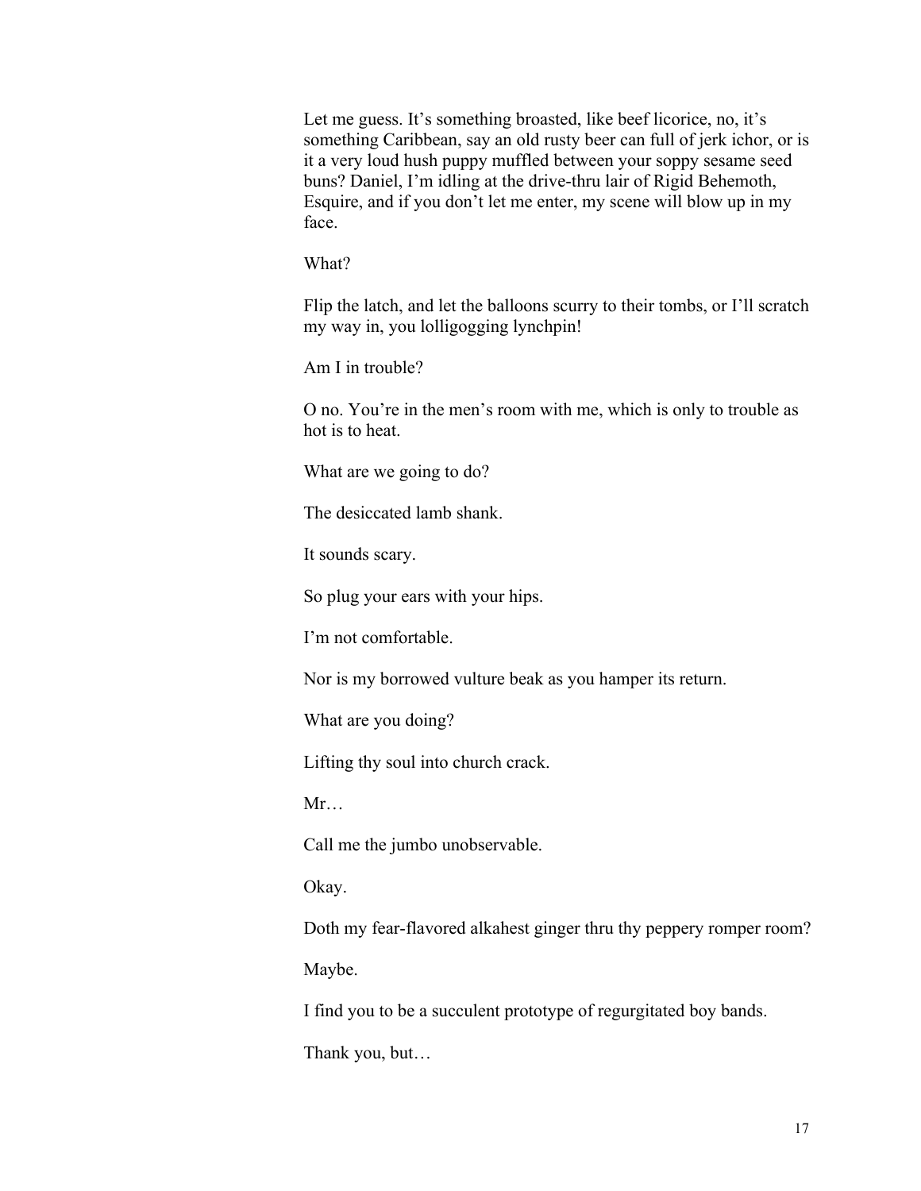Let me guess. It's something broasted, like beef licorice, no, it's something Caribbean, say an old rusty beer can full of jerk ichor, or is it a very loud hush puppy muffled between your soppy sesame seed buns? Daniel, I'm idling at the drive-thru lair of Rigid Behemoth, Esquire, and if you don't let me enter, my scene will blow up in my face.

What?

Flip the latch, and let the balloons scurry to their tombs, or I'll scratch my way in, you lolligogging lynchpin!

Am I in trouble?

O no. You're in the men's room with me, which is only to trouble as hot is to heat.

What are we going to do?

The desiccated lamb shank.

It sounds scary.

So plug your ears with your hips.

I'm not comfortable.

Nor is my borrowed vulture beak as you hamper its return.

What are you doing?

Lifting thy soul into church crack.

Mr…

Call me the jumbo unobservable.

Okay.

Doth my fear-flavored alkahest ginger thru thy peppery romper room?

Maybe.

I find you to be a succulent prototype of regurgitated boy bands.

Thank you, but…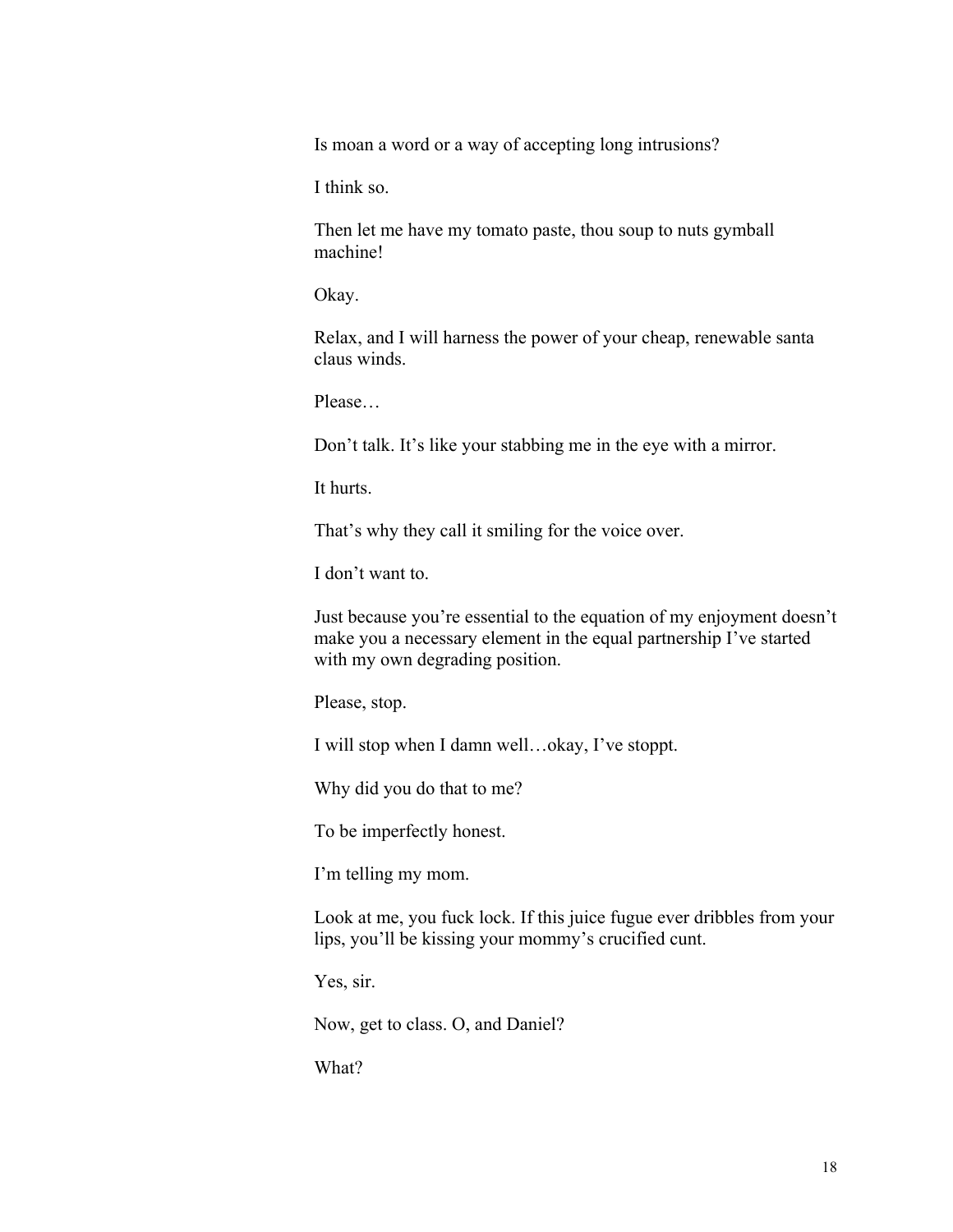Is moan a word or a way of accepting long intrusions?

I think so.

Then let me have my tomato paste, thou soup to nuts gymball machine!

Okay.

Relax, and I will harness the power of your cheap, renewable santa claus winds.

Please…

Don't talk. It's like your stabbing me in the eye with a mirror.

It hurts.

That's why they call it smiling for the voice over.

I don't want to.

Just because you're essential to the equation of my enjoyment doesn't make you a necessary element in the equal partnership I've started with my own degrading position.

Please, stop.

I will stop when I damn well…okay, I've stoppt.

Why did you do that to me?

To be imperfectly honest.

I'm telling my mom.

Look at me, you fuck lock. If this juice fugue ever dribbles from your lips, you'll be kissing your mommy's crucified cunt.

Yes, sir.

Now, get to class. O, and Daniel?

What?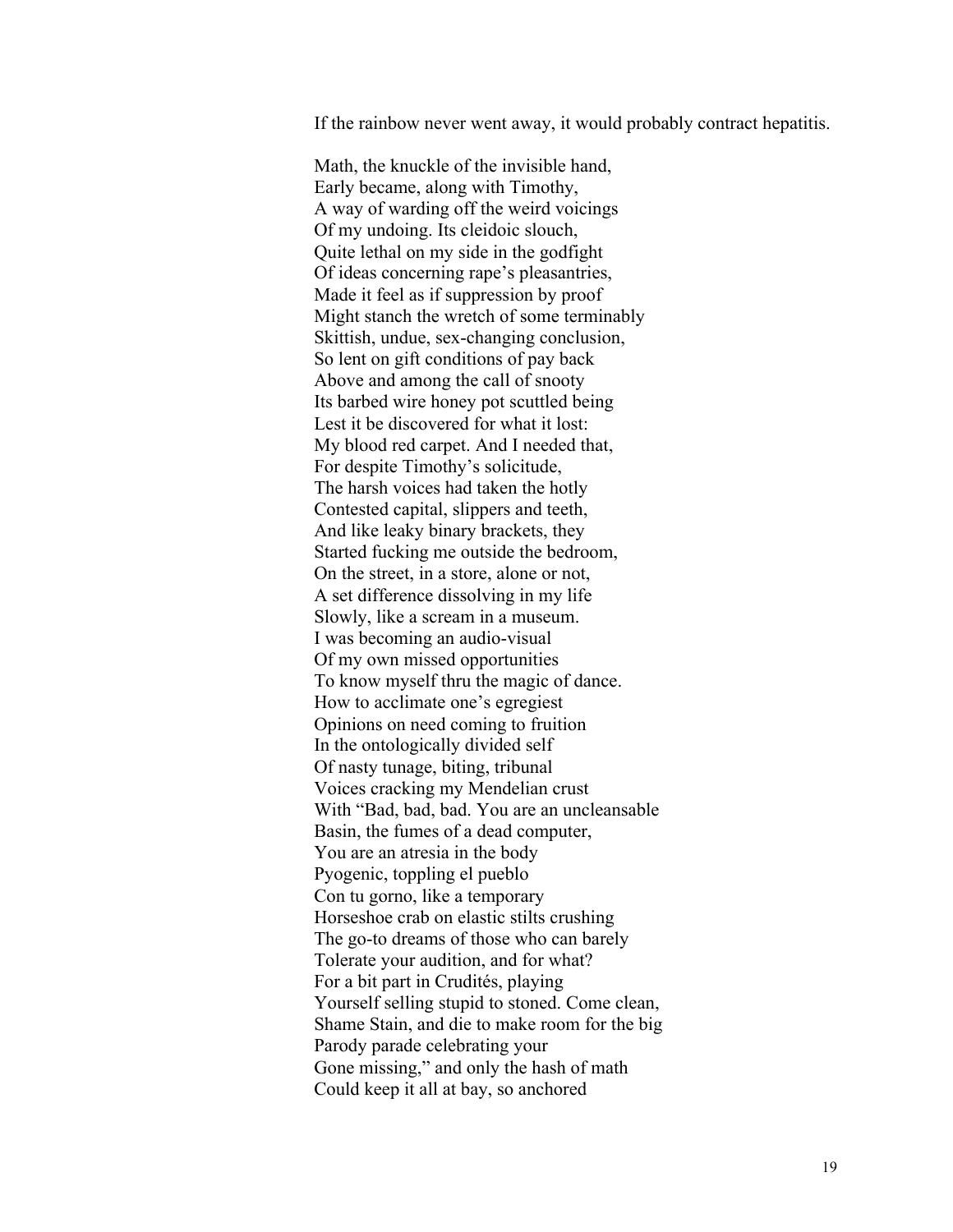If the rainbow never went away, it would probably contract hepatitis.

Math, the knuckle of the invisible hand,  
Early became, along with Timothy,  
A way of warding off the weird voicings  
Of my undoing. Its cleidoic slouch,  
Quite lethal on my side in the godfight  
Of ideas concerning rape's pleasantries,  
Made it feel as if suppression by proof  
Might stanch the wretch of some terminably  
Skittish, undue, sex-changing conclusion,  
So lent on gift conditions of pay back  
Above and among the call of snooty  
Its barbed wire honey pot scuttled being  
Lest it be discovered for what it lost:  
My blood red carpet. And I needed that,  
For despite Timothy's solicitude,  
The harsh voices had taken the hotly  
Contested capital, slippers and teeth,  
And like leaky binary brackets, they  
Started fucking me outside the bedroom,  
On the street, in a store, alone or not,  
A set difference dissolving in my life  
Slowly, like a scream in a museum.  
I was becoming an audio-visual  
Of my own missed opportunities  
To know myself thru the magic of dance.  
How to acclimate one's egregiest  
Opinions on need coming to fruition  
In the ontologically divided self  
Of nasty tunage, biting, tribunal  
Voices cracking my Mendelian crust  
With "Bad, bad, bad. You are an uncleansable  
Basin, the fumes of a dead computer,  
You are an atresia in the body  
Pyogenic, toppling el pueblo  
Con tu gorno, like a temporary  
Horseshoe crab on elastic stilts crushing  
The go-to dreams of those who can barely  
Tolerate your audition, and for what?  
For a bit part in Crudités, playing  
Yourself selling stupid to stoned. Come clean,  
Shame Stain, and die to make room for the big  
Parody parade celebrating your  
Gone missing," and only the hash of math  
Could keep it all at bay, so anchored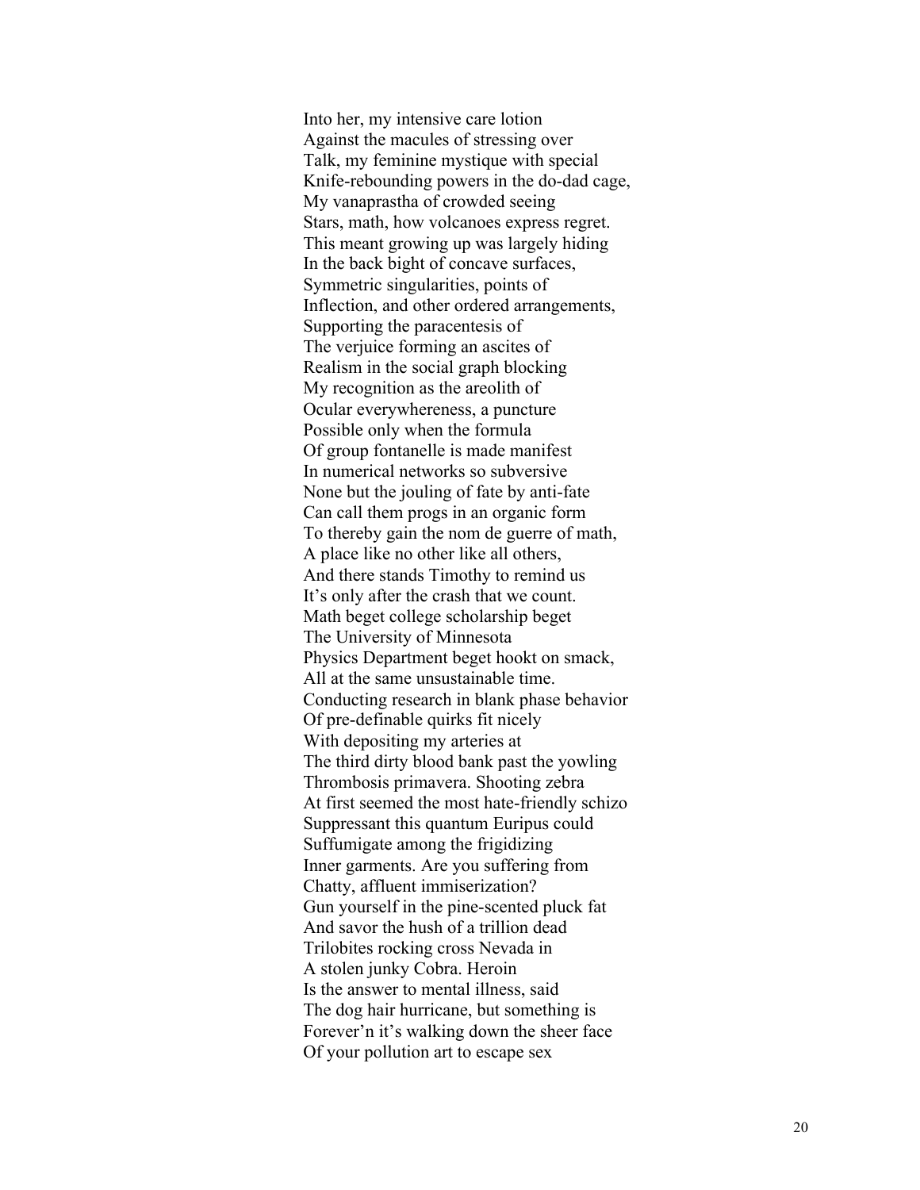Into her, my intensive care lotion  
Against the macules of stressing over  
Talk, my feminine mystique with special  
Knife-rebounding powers in the do-dad cage,  
My vanaprastha of crowded seeing  
Stars, math, how volcanoes express regret.  
This meant growing up was largely hiding  
In the back bight of concave surfaces,  
Symmetric singularities, points of  
Inflection, and other ordered arrangements,  
Supporting the paracentesis of  
The verjuice forming an ascites of  
Realism in the social graph blocking  
My recognition as the areolith of  
Ocular everywhereness, a puncture  
Possible only when the formula  
Of group fontanelle is made manifest  
In numerical networks so subversive  
None but the jouling of fate by anti-fate  
Can call them progs in an organic form  
To thereby gain the nom de guerre of math,  
A place like no other like all others,  
And there stands Timothy to remind us  
It's only after the crash that we count.  
Math beget college scholarship beget  
The University of Minnesota  
Physics Department beget hookt on smack,  
All at the same unsustainable time.  
Conducting research in blank phase behavior  
Of pre-definable quirks fit nicely  
With depositing my arteries at  
The third dirty blood bank past the yowling  
Thrombosis primavera. Shooting zebra  
At first seemed the most hate-friendly schizo  
Suppressant this quantum Euripus could  
Suffumigate among the frigidizing  
Inner garments. Are you suffering from  
Chatty, affluent immiserization?  
Gun yourself in the pine-scented pluck fat  
And savor the hush of a trillion dead  
Trilobites rocking cross Nevada in  
A stolen junky Cobra. Heroin  
Is the answer to mental illness, said  
The dog hair hurricane, but something is  
Forever'n it's walking down the sheer face  
Of your pollution art to escape sex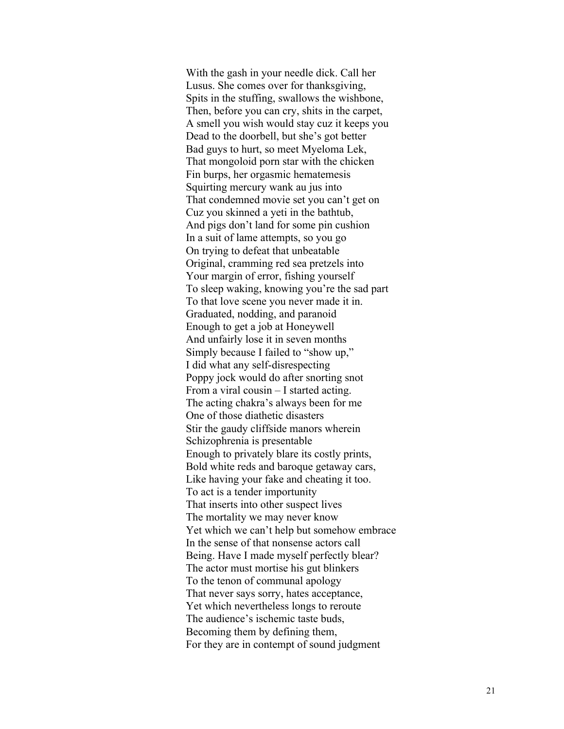With the gash in your needle dick. Call her
Lusus. She comes over for thanksgiving,
Spits in the stuffing, swallows the wishbone,
Then, before you can cry, shits in the carpet,
A smell you wish would stay cuz it keeps you
Dead to the doorbell, but she's got better
Bad guys to hurt, so meet Myeloma Lek,
That mongoloid porn star with the chicken
Fin burps, her orgasmic hematemesis
Squirting mercury wank au jus into
That condemned movie set you can't get on
Cuz you skinned a yeti in the bathtub,
And pigs don't land for some pin cushion
In a suit of lame attempts, so you go
On trying to defeat that unbeatable
Original, cramming red sea pretzels into
Your margin of error, fishing yourself
To sleep waking, knowing you're the sad part
To that love scene you never made it in.
Graduated, nodding, and paranoid
Enough to get a job at Honeywell
And unfairly lose it in seven months
Simply because I failed to "show up,"
I did what any self-disrespecting
Poppy jock would do after snorting snot
From a viral cousin – I started acting.
The acting chakra's always been for me
One of those diathetic disasters
Stir the gaudy cliffside manors wherein
Schizophrenia is presentable
Enough to privately blare its costly prints,
Bold white reds and baroque getaway cars,
Like having your fake and cheating it too.
To act is a tender importunity
That inserts into other suspect lives
The mortality we may never know
Yet which we can't help but somehow embrace
In the sense of that nonsense actors call
Being. Have I made myself perfectly blear?
The actor must mortise his gut blinkers
To the tenon of communal apology
That never says sorry, hates acceptance,
Yet which nevertheless longs to reroute
The audience's ischemic taste buds,
Becoming them by defining them,
For they are in contempt of sound judgment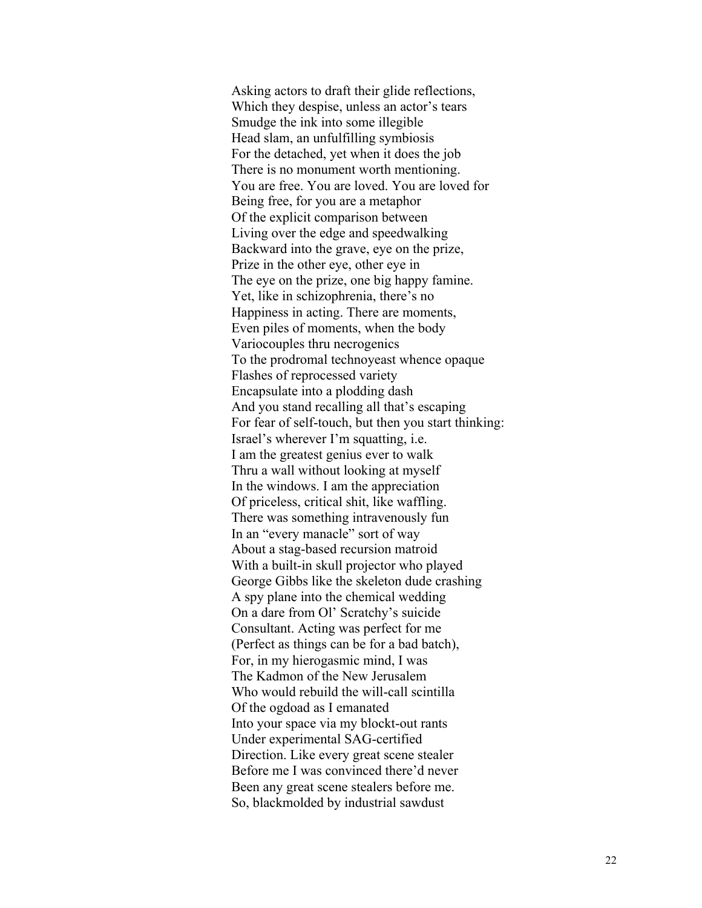Asking actors to draft their glide reflections,  
Which they despise, unless an actor's tears  
Smudge the ink into some illegible  
Head slam, an unfulfilling symbiosis  
For the detached, yet when it does the job  
There is no monument worth mentioning.  
You are free. You are loved. You are loved for  
Being free, for you are a metaphor  
Of the explicit comparison between  
Living over the edge and speedwalking  
Backward into the grave, eye on the prize,  
Prize in the other eye, other eye in  
The eye on the prize, one big happy famine.  
Yet, like in schizophrenia, there's no  
Happiness in acting. There are moments,  
Even piles of moments, when the body  
Variocouples thru necrogenics  
To the prodromal technoyeast whence opaque  
Flashes of reprocessed variety  
Encapsulate into a plodding dash  
And you stand recalling all that's escaping  
For fear of self-touch, but then you start thinking:  
Israel's wherever I'm squatting, i.e.  
I am the greatest genius ever to walk  
Thru a wall without looking at myself  
In the windows. I am the appreciation  
Of priceless, critical shit, like waffling.  
There was something intravenously fun  
In an "every manacle" sort of way  
About a stag-based recursion matroid  
With a built-in skull projector who played  
George Gibbs like the skeleton dude crashing  
A spy plane into the chemical wedding  
On a dare from Ol' Scratchy's suicide  
Consultant. Acting was perfect for me  
(Perfect as things can be for a bad batch),  
For, in my hierogasmic mind, I was  
The Kadmon of the New Jerusalem  
Who would rebuild the will-call scintilla  
Of the ogdoad as I emanated  
Into your space via my blockt-out rants  
Under experimental SAG-certified  
Direction. Like every great scene stealer  
Before me I was convinced there'd never  
Been any great scene stealers before me.  
So, blackmolded by industrial sawdust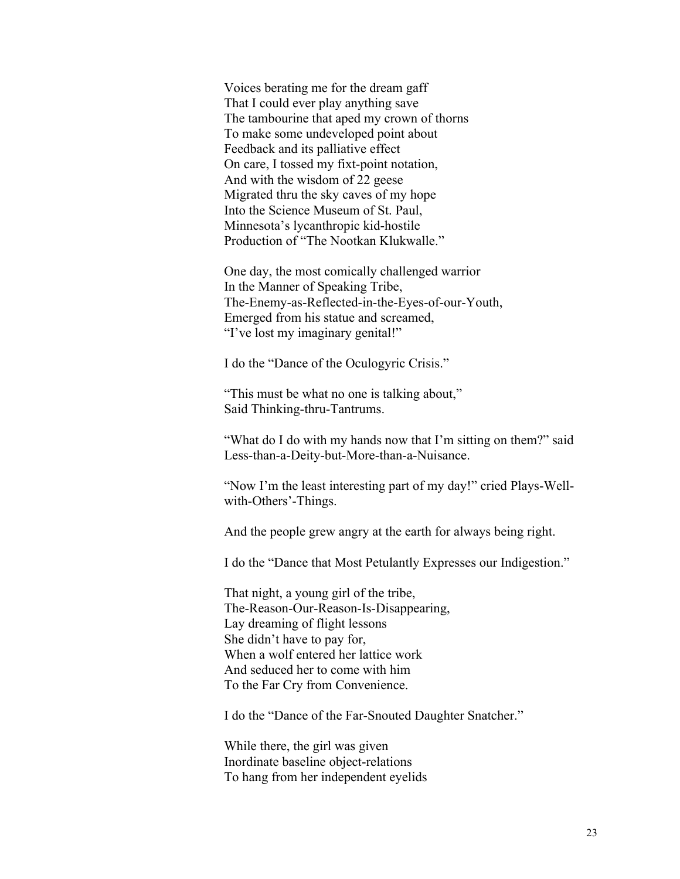Voices berating me for the dream gaff
That I could ever play anything save
The tambourine that aped my crown of thorns
To make some undeveloped point about
Feedback and its palliative effect
On care, I tossed my fixt-point notation,
And with the wisdom of 22 geese
Migrated thru the sky caves of my hope
Into the Science Museum of St. Paul,
Minnesota's lycanthropic kid-hostile
Production of "The Nootkan Klukwalle."

One day, the most comically challenged warrior
In the Manner of Speaking Tribe,
The-Enemy-as-Reflected-in-the-Eyes-of-our-Youth,
Emerged from his statue and screamed,
"I've lost my imaginary genital!"

I do the "Dance of the Oculogyric Crisis."

"This must be what no one is talking about,"
Said Thinking-thru-Tantrums.

"What do I do with my hands now that I'm sitting on them?" said
Less-than-a-Deity-but-More-than-a-Nuisance.

"Now I'm the least interesting part of my day!" cried Plays-Well-with-Others'-Things.

And the people grew angry at the earth for always being right.

I do the "Dance that Most Petulantly Expresses our Indigestion."

That night, a young girl of the tribe,
The-Reason-Our-Reason-Is-Disappearing,
Lay dreaming of flight lessons
She didn't have to pay for,
When a wolf entered her lattice work
And seduced her to come with him
To the Far Cry from Convenience.

I do the "Dance of the Far-Snouted Daughter Snatcher."

While there, the girl was given
Inordinate baseline object-relations
To hang from her independent eyelids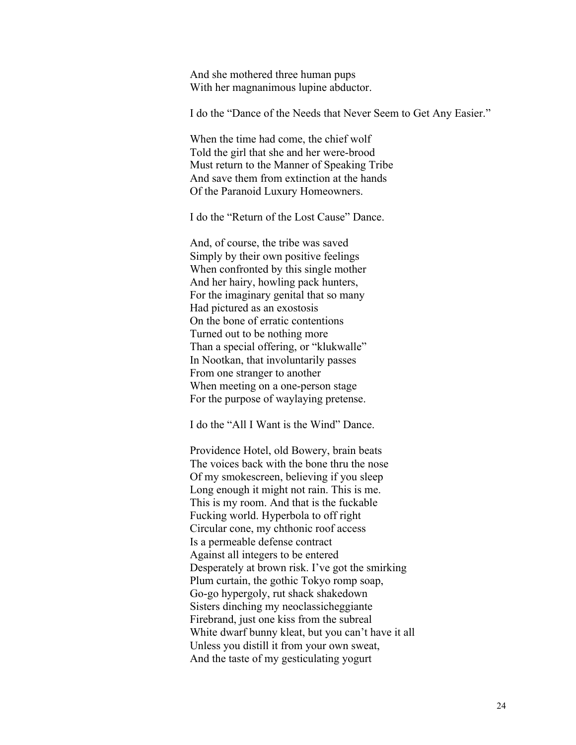And she mothered three human pups
With her magnanimous lupine abductor.

I do the “Dance of the Needs that Never Seem to Get Any Easier.”

When the time had come, the chief wolf
Told the girl that she and her were-brood
Must return to the Manner of Speaking Tribe
And save them from extinction at the hands
Of the Paranoid Luxury Homeowners.

I do the “Return of the Lost Cause” Dance.

And, of course, the tribe was saved
Simply by their own positive feelings
When confronted by this single mother
And her hairy, howling pack hunters,
For the imaginary genital that so many
Had pictured as an exostosis
On the bone of erratic contentions
Turned out to be nothing more
Than a special offering, or “klukwalle”
In Nootkan, that involuntarily passes
From one stranger to another
When meeting on a one-person stage
For the purpose of waylaying pretense.

I do the “All I Want is the Wind” Dance.

Providence Hotel, old Bowery, brain beats
The voices back with the bone thru the nose
Of my smokescreen, believing if you sleep
Long enough it might not rain. This is me.
This is my room. And that is the fuckable
Fucking world. Hyperbola to off right
Circular cone, my chthonic roof access
Is a permeable defense contract
Against all integers to be entered
Desperately at brown risk. I’ve got the smirking
Plum curtain, the gothic Tokyo romp soap,
Go-go hypergoly, rut shack shakedown
Sisters dinching my neoclassicheggiante
Firebrand, just one kiss from the subreal
White dwarf bunny kleat, but you can’t have it all
Unless you distill it from your own sweat,
And the taste of my gesticulating yogurt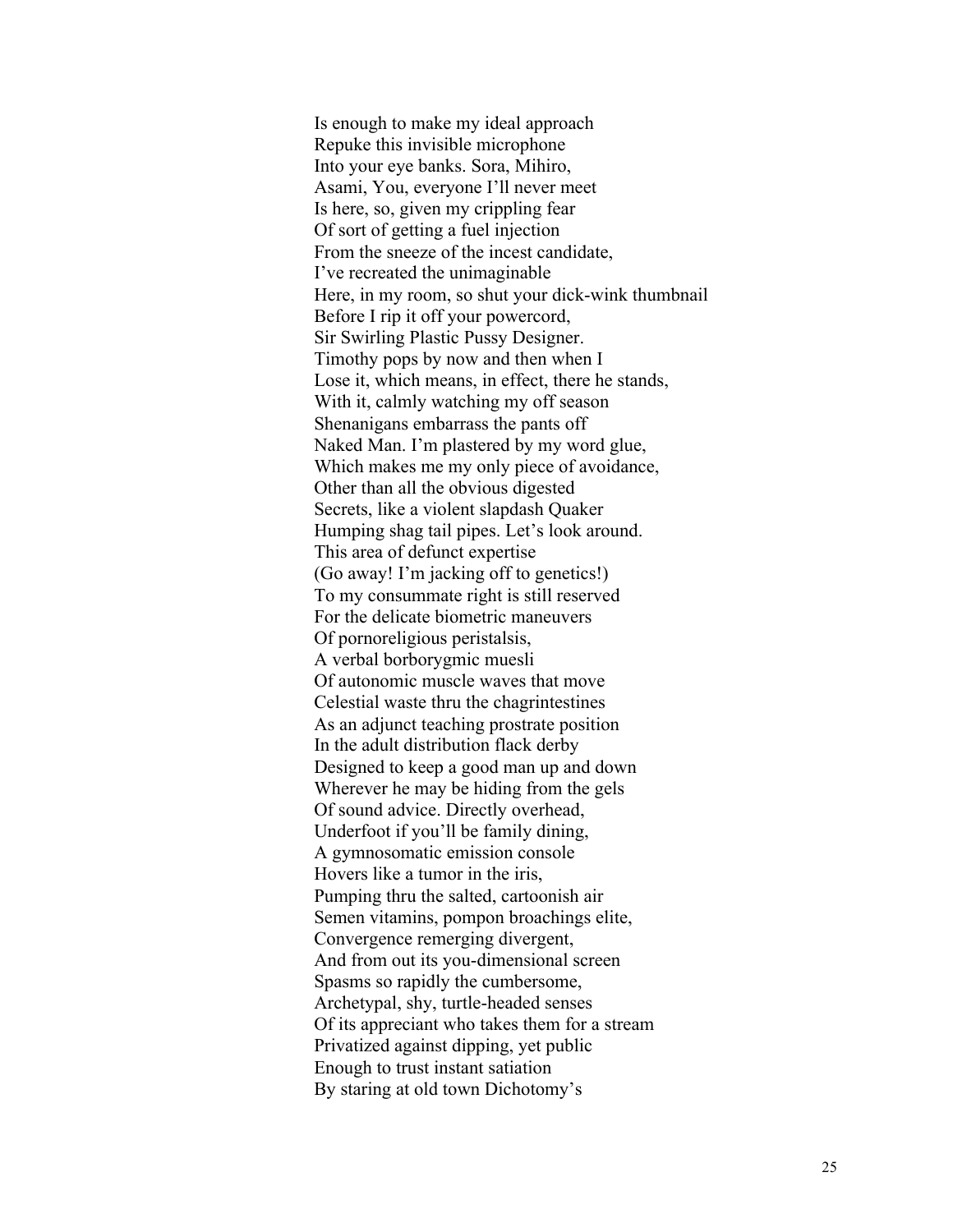Is enough to make my ideal approach
Repuke this invisible microphone
Into your eye banks. Sora, Mihiro,
Asami, You, everyone I'll never meet
Is here, so, given my crippling fear
Of sort of getting a fuel injection
From the sneeze of the incest candidate,
I've recreated the unimaginable
Here, in my room, so shut your dick-wink thumbnail
Before I rip it off your powercord,
Sir Swirling Plastic Pussy Designer.
Timothy pops by now and then when I
Lose it, which means, in effect, there he stands,
With it, calmly watching my off season
Shenanigans embarrass the pants off
Naked Man. I'm plastered by my word glue,
Which makes me my only piece of avoidance,
Other than all the obvious digested
Secrets, like a violent slapdash Quaker
Humping shag tail pipes. Let's look around.
This area of defunct expertise
(Go away! I'm jacking off to genetics!)
To my consummate right is still reserved
For the delicate biometric maneuvers
Of pornoreligious peristalsis,
A verbal borborygmic muesli
Of autonomic muscle waves that move
Celestial waste thru the chagrintestines
As an adjunct teaching prostrate position
In the adult distribution flack derby
Designed to keep a good man up and down
Wherever he may be hiding from the gels
Of sound advice. Directly overhead,
Underfoot if you'll be family dining,
A gymnosomatic emission console
Hovers like a tumor in the iris,
Pumping thru the salted, cartoonish air
Semen vitamins, pompon broachings elite,
Convergence remerging divergent,
And from out its you-dimensional screen
Spasms so rapidly the cumbersome,
Archetypal, shy, turtle-headed senses
Of its appreciant who takes them for a stream
Privatized against dipping, yet public
Enough to trust instant satiation
By staring at old town Dichotomy's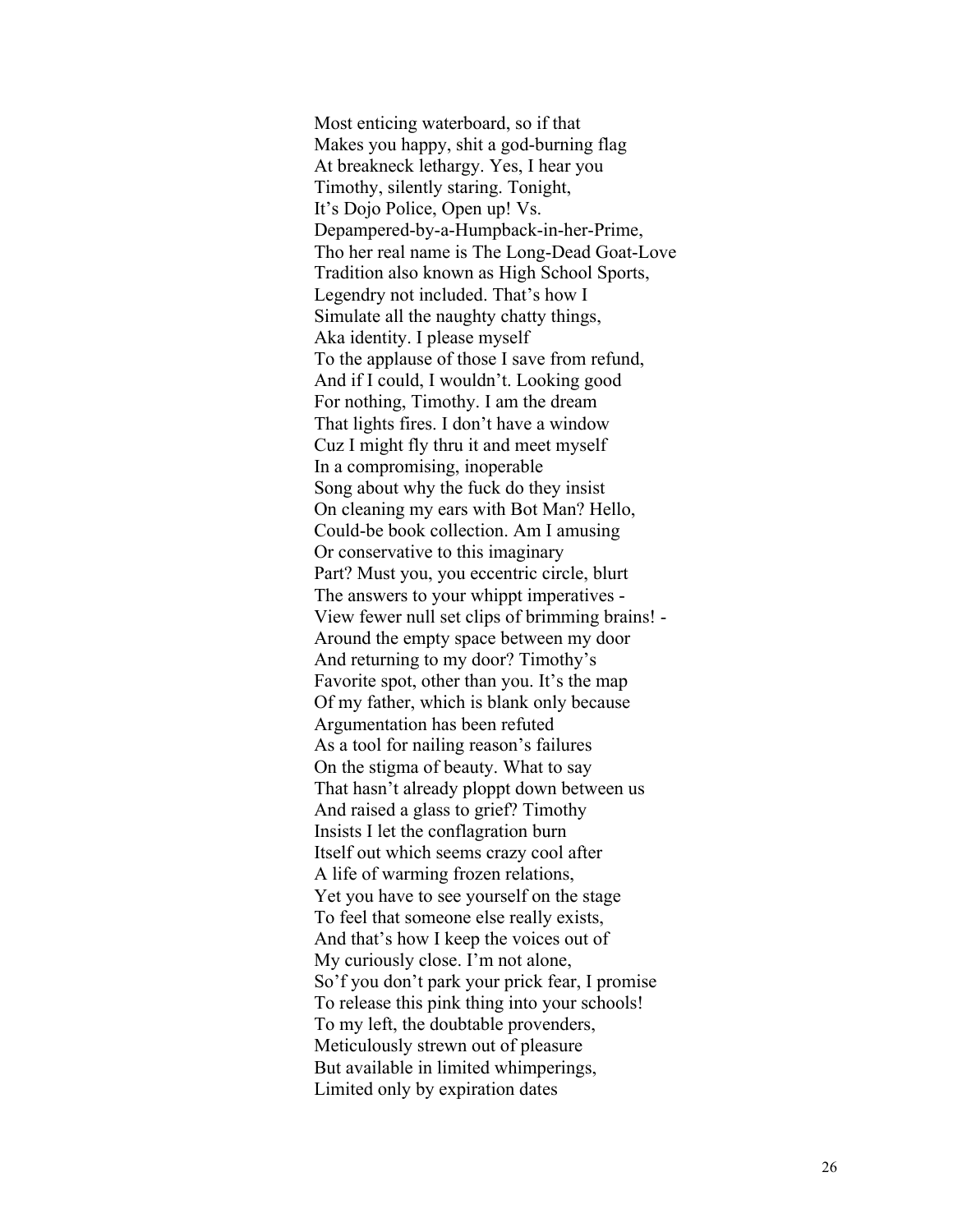Most enticing waterboard, so if that  
Makes you happy, shit a god-burning flag  
At breakneck lethargy. Yes, I hear you  
Timothy, silently staring. Tonight,  
It's Dojo Police, Open up! Vs.  
Depampered-by-a-Humpback-in-her-Prime,  
Tho her real name is The Long-Dead Goat-Love  
Tradition also known as High School Sports,  
Legendry not included. That's how I  
Simulate all the naughty chatty things,  
Aka identity. I please myself  
To the applause of those I save from refund,  
And if I could, I wouldn't. Looking good  
For nothing, Timothy. I am the dream  
That lights fires. I don't have a window  
Cuz I might fly thru it and meet myself  
In a compromising, inoperable  
Song about why the fuck do they insist  
On cleaning my ears with Bot Man? Hello,  
Could-be book collection. Am I amusing  
Or conservative to this imaginary  
Part? Must you, you eccentric circle, blurt  
The answers to your whippt imperatives -  
View fewer null set clips of brimming brains! -  
Around the empty space between my door  
And returning to my door? Timothy's  
Favorite spot, other than you. It's the map  
Of my father, which is blank only because  
Argumentation has been refuted  
As a tool for nailing reason's failures  
On the stigma of beauty. What to say  
That hasn't already ploppt down between us  
And raised a glass to grief? Timothy  
Insists I let the conflagration burn  
Itself out which seems crazy cool after  
A life of warming frozen relations,  
Yet you have to see yourself on the stage  
To feel that someone else really exists,  
And that's how I keep the voices out of  
My curiously close. I'm not alone,  
So'f you don't park your prick fear, I promise  
To release this pink thing into your schools!  
To my left, the doubtable provenders,  
Meticulously strewn out of pleasure  
But available in limited whimperings,  
Limited only by expiration dates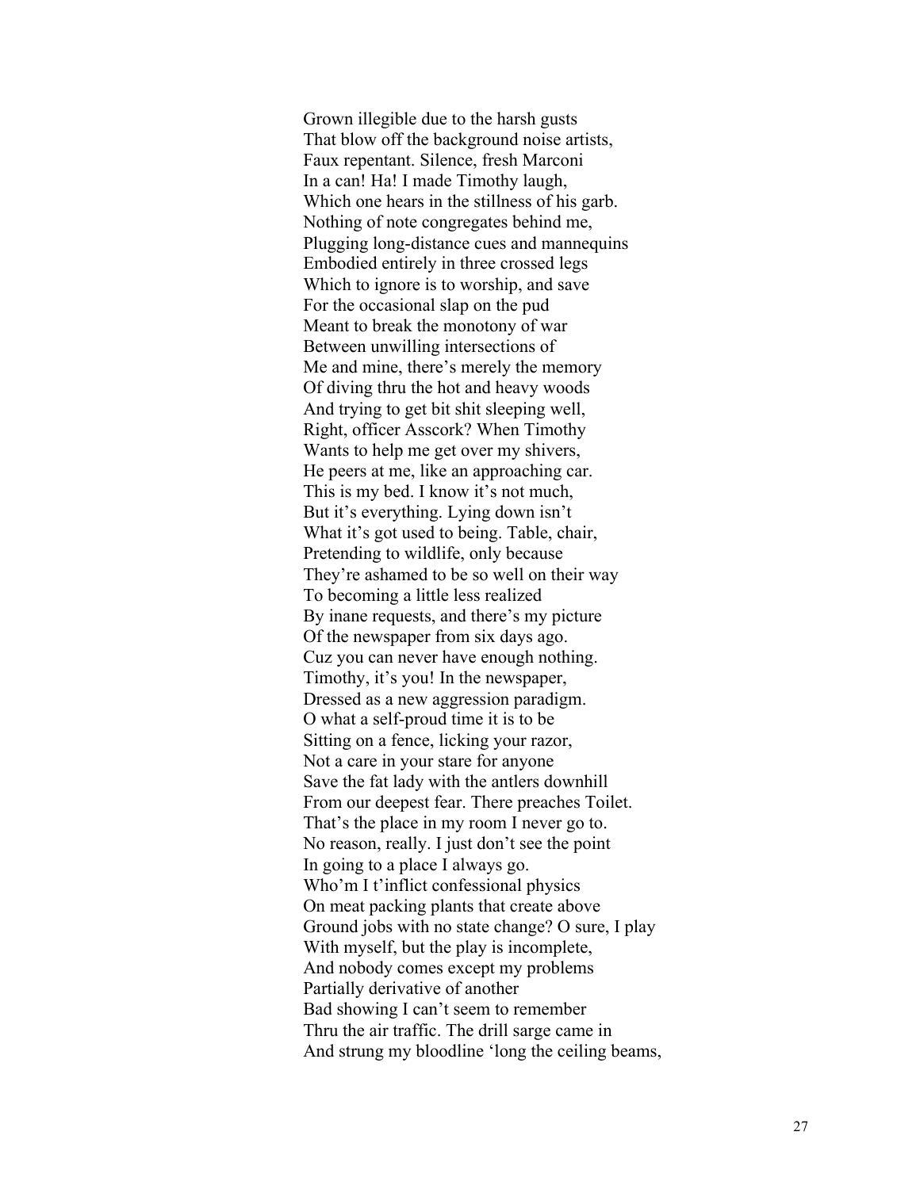Grown illegible due to the harsh gusts
That blow off the background noise artists,
Faux repentant. Silence, fresh Marconi
In a can! Ha! I made Timothy laugh,
Which one hears in the stillness of his garb.
Nothing of note congregates behind me,
Plugging long-distance cues and mannequins
Embodied entirely in three crossed legs
Which to ignore is to worship, and save
For the occasional slap on the pud
Meant to break the monotony of war
Between unwilling intersections of
Me and mine, there's merely the memory
Of diving thru the hot and heavy woods
And trying to get bit shit sleeping well,
Right, officer Asscork? When Timothy
Wants to help me get over my shivers,
He peers at me, like an approaching car.
This is my bed. I know it's not much,
But it's everything. Lying down isn't
What it's got used to being. Table, chair,
Pretending to wildlife, only because
They're ashamed to be so well on their way
To becoming a little less realized
By inane requests, and there's my picture
Of the newspaper from six days ago.
Cuz you can never have enough nothing.
Timothy, it's you! In the newspaper,
Dressed as a new aggression paradigm.
O what a self-proud time it is to be
Sitting on a fence, licking your razor,
Not a care in your stare for anyone
Save the fat lady with the antlers downhill
From our deepest fear. There preaches Toilet.
That's the place in my room I never go to.
No reason, really. I just don't see the point
In going to a place I always go.
Who'm I t'inflict confessional physics
On meat packing plants that create above
Ground jobs with no state change? O sure, I play
With myself, but the play is incomplete,
And nobody comes except my problems
Partially derivative of another
Bad showing I can't seem to remember
Thru the air traffic. The drill sarge came in
And strung my bloodline 'long the ceiling beams,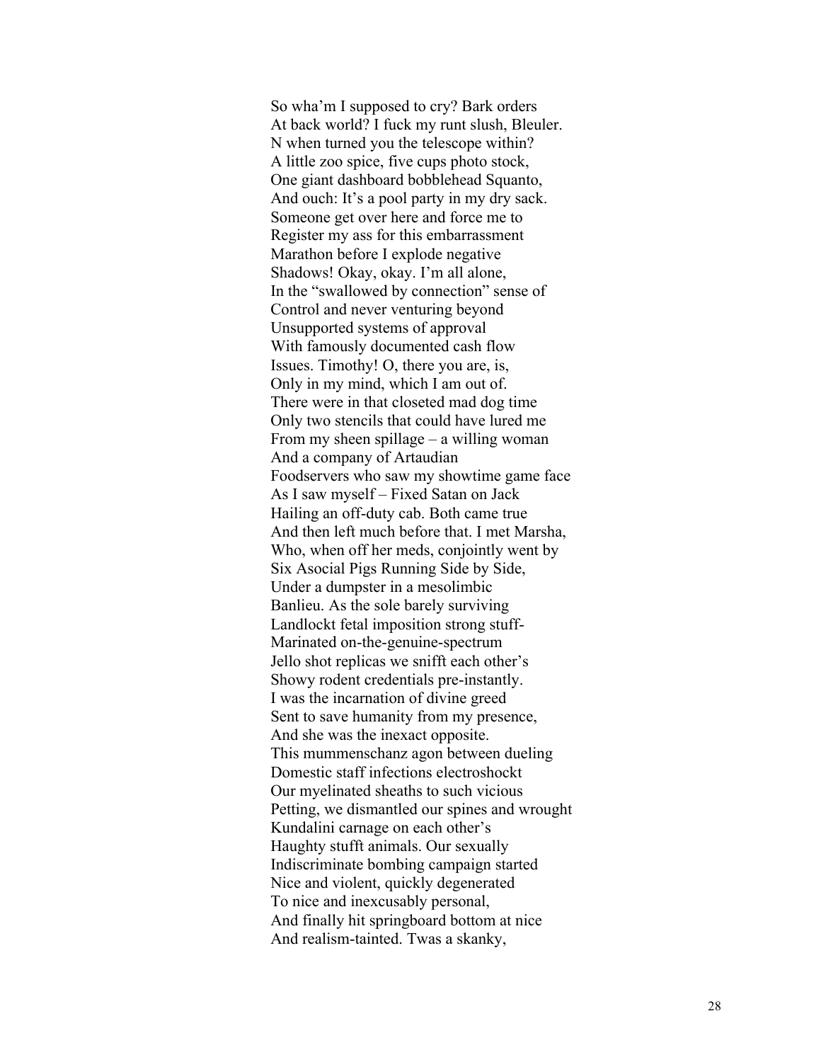So wha'm I supposed to cry? Bark orders
At back world? I fuck my runt slush, Bleuler.
N when turned you the telescope within?
A little zoo spice, five cups photo stock,
One giant dashboard bobblehead Squanto,
And ouch: It's a pool party in my dry sack.
Someone get over here and force me to
Register my ass for this embarrassment
Marathon before I explode negative
Shadows! Okay, okay. I'm all alone,
In the "swallowed by connection" sense of
Control and never venturing beyond
Unsupported systems of approval
With famously documented cash flow
Issues. Timothy! O, there you are, is,
Only in my mind, which I am out of.
There were in that closeted mad dog time
Only two stencils that could have lured me
From my sheen spillage – a willing woman
And a company of Artaudian
Foodservers who saw my showtime game face
As I saw myself – Fixed Satan on Jack
Hailing an off-duty cab. Both came true
And then left much before that. I met Marsha,
Who, when off her meds, conjointly went by
Six Asocial Pigs Running Side by Side,
Under a dumpster in a mesolimbic
Banlieu. As the sole barely surviving
Landlockt fetal imposition strong stuff-
Marinated on-the-genuine-spectrum
Jello shot replicas we snifft each other's
Showy rodent credentials pre-instantly.
I was the incarnation of divine greed
Sent to save humanity from my presence,
And she was the inexact opposite.
This mummenschanz agon between dueling
Domestic staff infections electroshockt
Our myelinated sheaths to such vicious
Petting, we dismantled our spines and wrought
Kundalini carnage on each other's
Haughty stufft animals. Our sexually
Indiscriminate bombing campaign started
Nice and violent, quickly degenerated
To nice and inexcusably personal,
And finally hit springboard bottom at nice
And realism-tainted. Twas a skanky,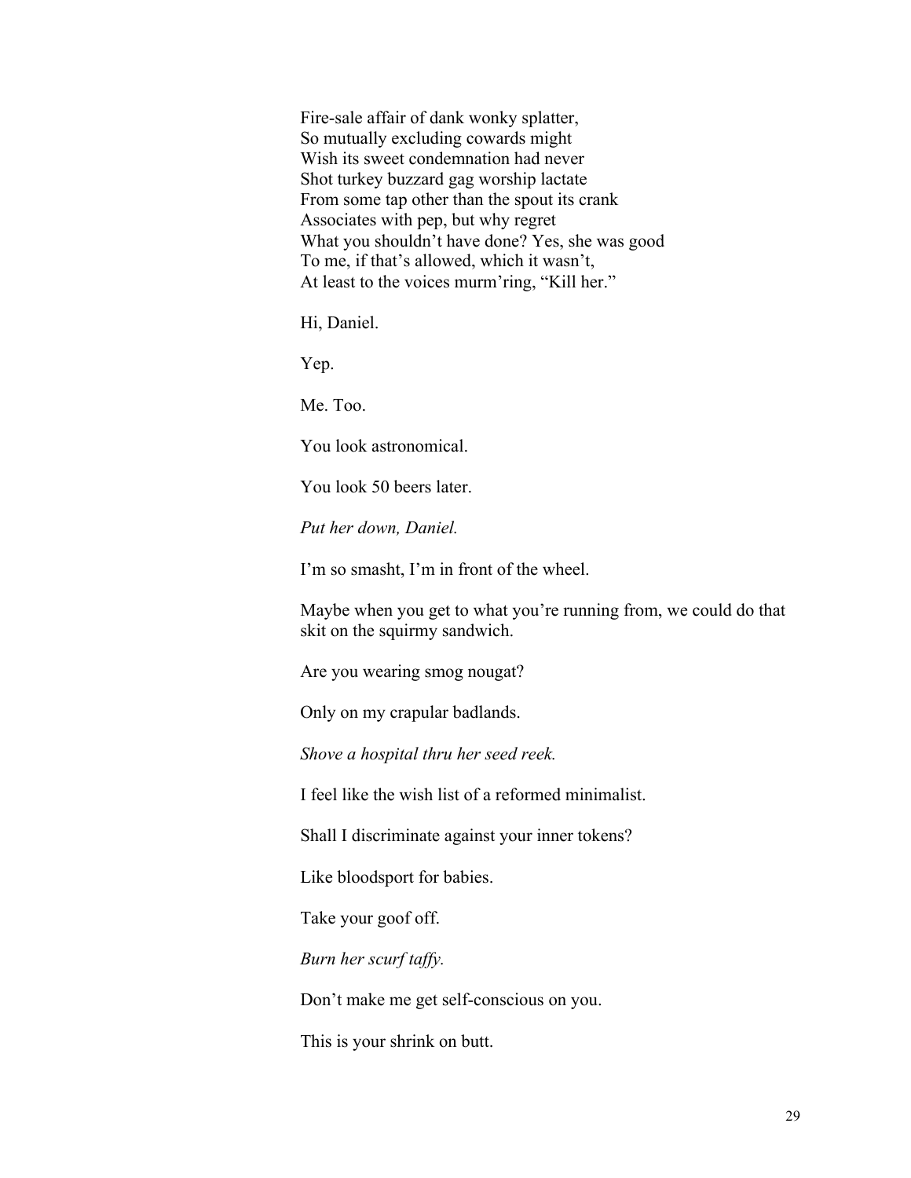Fire-sale affair of dank wonky splatter,  
So mutually excluding cowards might  
Wish its sweet condemnation had never  
Shot turkey buzzard gag worship lactate  
From some tap other than the spout its crank  
Associates with pep, but why regret  
What you shouldn't have done? Yes, she was good  
To me, if that's allowed, which it wasn't,  
At least to the voices murm'ring, "Kill her."

Hi, Daniel.

Yep.

Me. Too.

You look astronomical.

You look 50 beers later.

*Put her down, Daniel.*

I'm so smasht, I'm in front of the wheel.

Maybe when you get to what you're running from, we could do that skit on the squirmy sandwich.

Are you wearing smog nougat?

Only on my crapular badlands.

*Shove a hospital thru her seed reek.*

I feel like the wish list of a reformed minimalist.

Shall I discriminate against your inner tokens?

Like bloodsport for babies.

Take your goof off.

*Burn her scurf taffy.*

Don't make me get self-conscious on you.

This is your shrink on butt.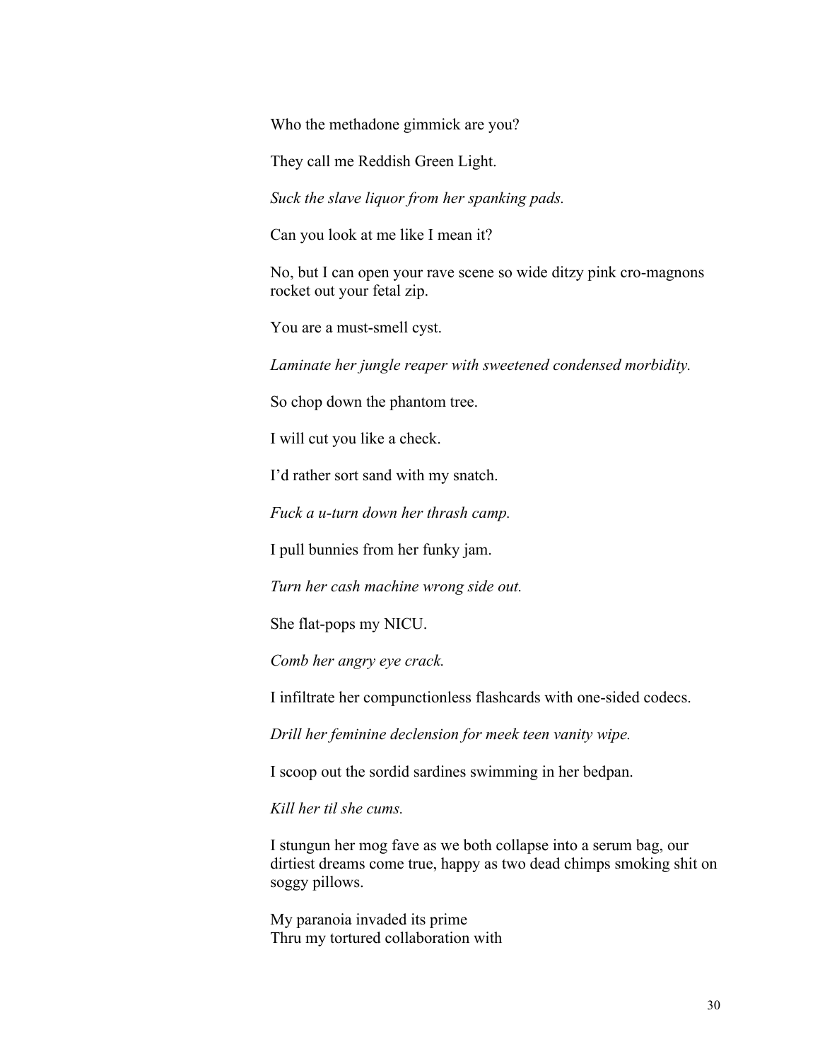Who the methadone gimmick are you?

They call me Reddish Green Light.

*Suck the slave liquor from her spanking pads.*

Can you look at me like I mean it?

No, but I can open your rave scene so wide ditzy pink cro-magnons rocket out your fetal zip.

You are a must-smell cyst.

*Laminate her jungle reaper with sweetened condensed morbidity.*

So chop down the phantom tree.

I will cut you like a check.

I'd rather sort sand with my snatch.

*Fuck a u-turn down her thrash camp.*

I pull bunnies from her funky jam.

*Turn her cash machine wrong side out.*

She flat-pops my NICU.

*Comb her angry eye crack.*

I infiltrate her compunctionless flashcards with one-sided codecs.

*Drill her feminine declension for meek teen vanity wipe.*

I scoop out the sordid sardines swimming in her bedpan.

*Kill her til she cums.*

I stungun her mog fave as we both collapse into a serum bag, our dirtiest dreams come true, happy as two dead chimps smoking shit on soggy pillows.

My paranoia invaded its prime  
Thru my tortured collaboration with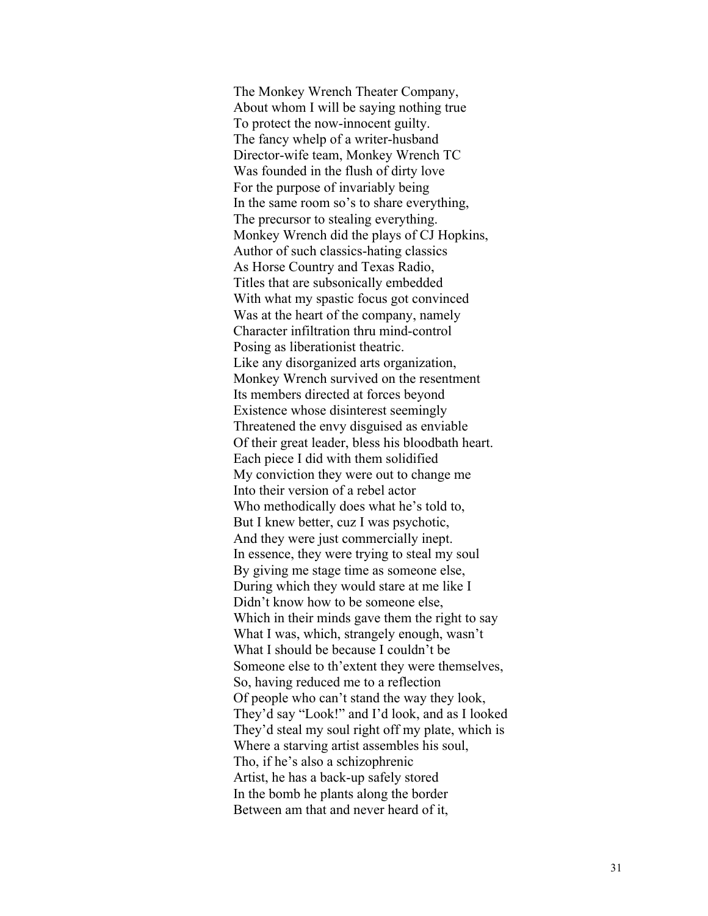The Monkey Wrench Theater Company,
About whom I will be saying nothing true
To protect the now-innocent guilty.
The fancy whelp of a writer-husband
Director-wife team, Monkey Wrench TC
Was founded in the flush of dirty love
For the purpose of invariably being
In the same room so's to share everything,
The precursor to stealing everything.
Monkey Wrench did the plays of CJ Hopkins,
Author of such classics-hating classics
As Horse Country and Texas Radio,
Titles that are subsonically embedded
With what my spastic focus got convinced
Was at the heart of the company, namely
Character infiltration thru mind-control
Posing as liberationist theatric.
Like any disorganized arts organization,
Monkey Wrench survived on the resentment
Its members directed at forces beyond
Existence whose disinterest seemingly
Threatened the envy disguised as enviable
Of their great leader, bless his bloodbath heart.
Each piece I did with them solidified
My conviction they were out to change me
Into their version of a rebel actor
Who methodically does what he's told to,
But I knew better, cuz I was psychotic,
And they were just commercially inept.
In essence, they were trying to steal my soul
By giving me stage time as someone else,
During which they would stare at me like I
Didn't know how to be someone else,
Which in their minds gave them the right to say
What I was, which, strangely enough, wasn't
What I should be because I couldn't be
Someone else to th'extent they were themselves,
So, having reduced me to a reflection
Of people who can't stand the way they look,
They'd say "Look!" and I'd look, and as I looked
They'd steal my soul right off my plate, which is
Where a starving artist assembles his soul,
Tho, if he's also a schizophrenic
Artist, he has a back-up safely stored
In the bomb he plants along the border
Between am that and never heard of it,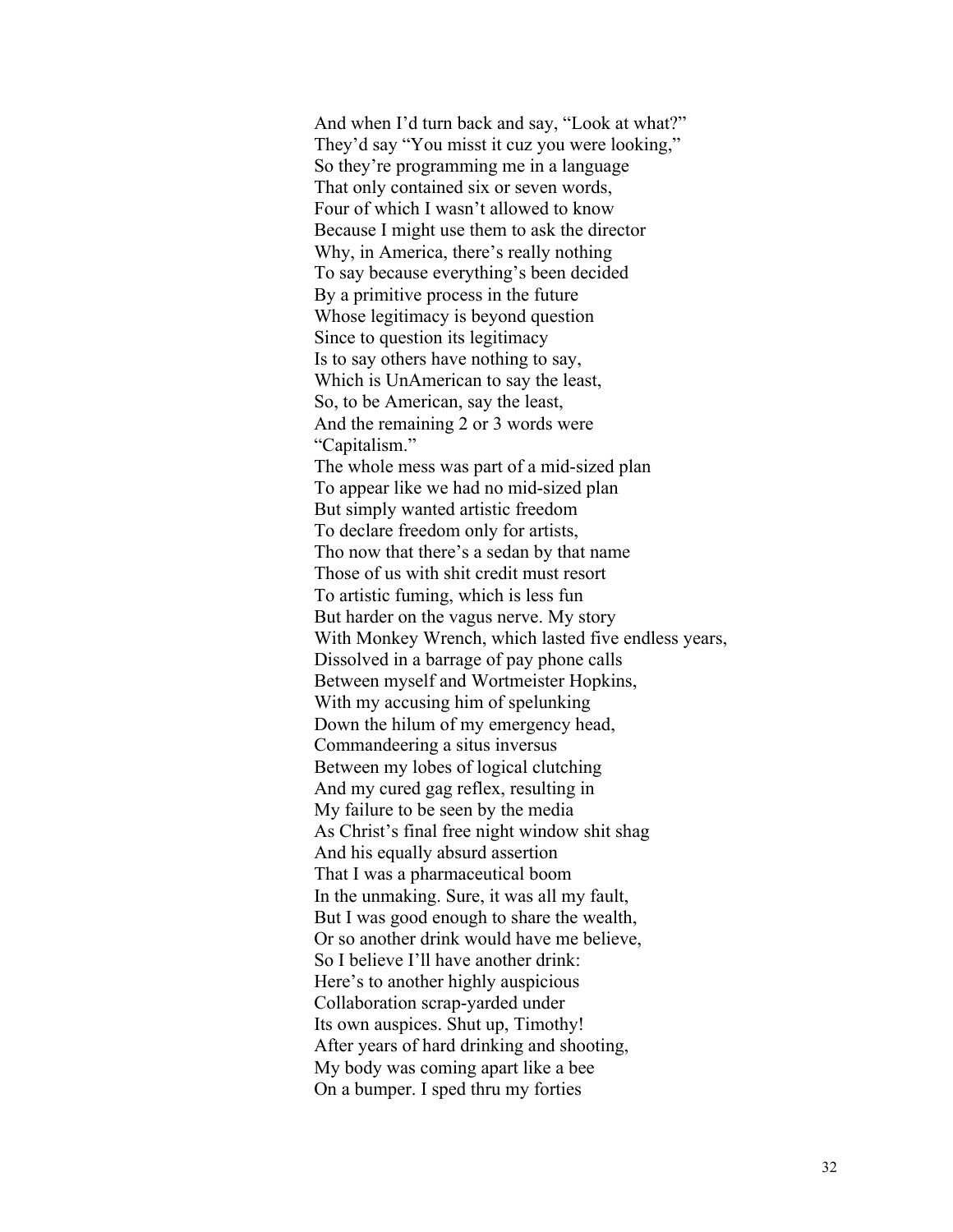And when I'd turn back and say, "Look at what?"
They'd say "You misst it cuz you were looking,"
So they're programming me in a language
That only contained six or seven words,
Four of which I wasn't allowed to know
Because I might use them to ask the director
Why, in America, there's really nothing
To say because everything's been decided
By a primitive process in the future
Whose legitimacy is beyond question
Since to question its legitimacy
Is to say others have nothing to say,
Which is UnAmerican to say the least,
So, to be American, say the least,
And the remaining 2 or 3 words were
"Capitalism."
The whole mess was part of a mid-sized plan
To appear like we had no mid-sized plan
But simply wanted artistic freedom
To declare freedom only for artists,
Tho now that there's a sedan by that name
Those of us with shit credit must resort
To artistic fuming, which is less fun
But harder on the vagus nerve. My story
With Monkey Wrench, which lasted five endless years,
Dissolved in a barrage of pay phone calls
Between myself and Wortmeister Hopkins,
With my accusing him of spelunking
Down the hilum of my emergency head,
Commandeering a situs inversus
Between my lobes of logical clutching
And my cured gag reflex, resulting in
My failure to be seen by the media
As Christ's final free night window shit shag
And his equally absurd assertion
That I was a pharmaceutical boom
In the unmaking. Sure, it was all my fault,
But I was good enough to share the wealth,
Or so another drink would have me believe,
So I believe I'll have another drink:
Here's to another highly auspicious
Collaboration scrap-yarded under
Its own auspices. Shut up, Timothy!
After years of hard drinking and shooting,
My body was coming apart like a bee
On a bumper. I sped thru my forties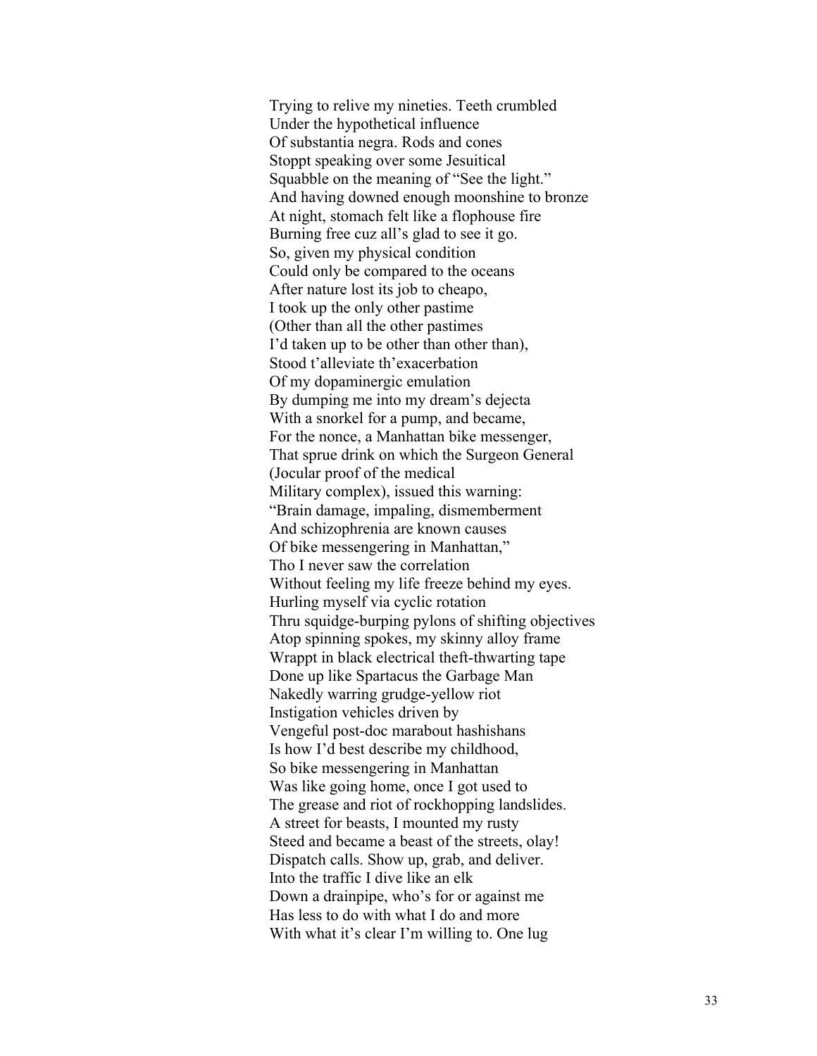Trying to relive my nineties. Teeth crumbled  
Under the hypothetical influence  
Of substantia negra. Rods and cones  
Stoppt speaking over some Jesuitical  
Squabble on the meaning of "See the light."  
And having downed enough moonshine to bronze  
At night, stomach felt like a flophouse fire  
Burning free cuz all's glad to see it go.  
So, given my physical condition  
Could only be compared to the oceans  
After nature lost its job to cheapo,  
I took up the only other pastime  
(Other than all the other pastimes  
I'd taken up to be other than other than),  
Stood t'alleviate th'exacerbation  
Of my dopaminergic emulation  
By dumping me into my dream's dejecta  
With a snorkel for a pump, and became,  
For the nonce, a Manhattan bike messenger,  
That sprue drink on which the Surgeon General  
(Jocular proof of the medical  
Military complex), issued this warning:  
"Brain damage, impaling, dismemberment  
And schizophrenia are known causes  
Of bike messengering in Manhattan,"  
Tho I never saw the correlation  
Without feeling my life freeze behind my eyes.  
Hurling myself via cyclic rotation  
Thru squidge-burping pylons of shifting objectives  
Atop spinning spokes, my skinny alloy frame  
Wrappt in black electrical theft-thwarting tape  
Done up like Spartacus the Garbage Man  
Nakedly warring grudge-yellow riot  
Instigation vehicles driven by  
Vengeful post-doc marabout hashishans  
Is how I'd best describe my childhood,  
So bike messengering in Manhattan  
Was like going home, once I got used to  
The grease and riot of rockhopping landslides.  
A street for beasts, I mounted my rusty  
Steed and became a beast of the streets, olay!  
Dispatch calls. Show up, grab, and deliver.  
Into the traffic I dive like an elk  
Down a drainpipe, who's for or against me  
Has less to do with what I do and more  
With what it's clear I'm willing to. One lug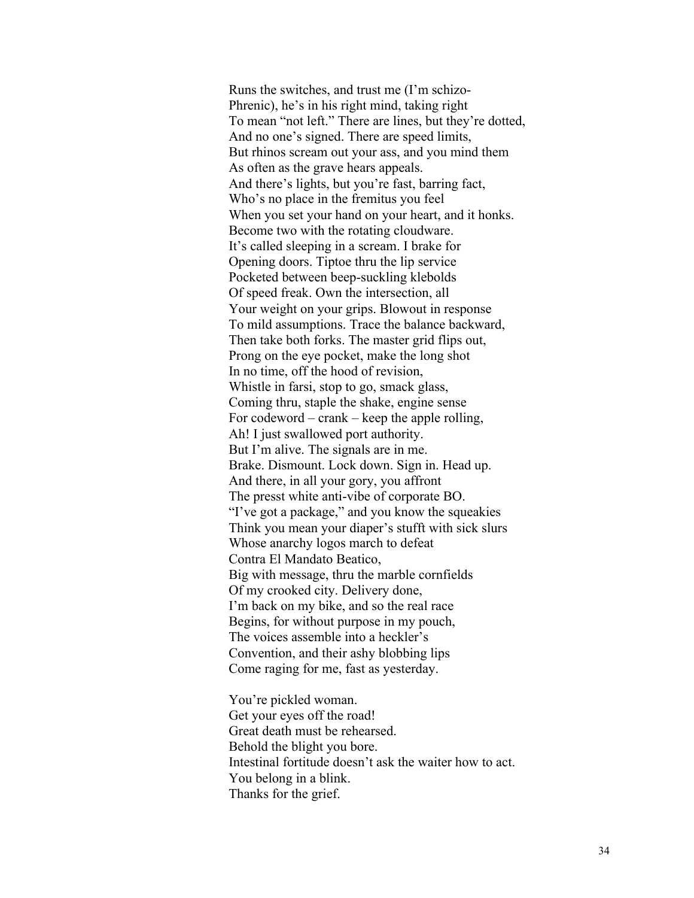Runs the switches, and trust me (I'm schizo-
Phrenic), he's in his right mind, taking right
To mean "not left." There are lines, but they're dotted,
And no one's signed. There are speed limits,
But rhinos scream out your ass, and you mind them
As often as the grave hears appeals.
And there's lights, but you're fast, barring fact,
Who's no place in the fremitus you feel
When you set your hand on your heart, and it honks.
Become two with the rotating cloudware.
It's called sleeping in a scream. I brake for
Opening doors. Tiptoe thru the lip service
Pocketed between beep-suckling klebolds
Of speed freak. Own the intersection, all
Your weight on your grips. Blowout in response
To mild assumptions. Trace the balance backward,
Then take both forks. The master grid flips out,
Prong on the eye pocket, make the long shot
In no time, off the hood of revision,
Whistle in farsi, stop to go, smack glass,
Coming thru, staple the shake, engine sense
For codeword – crank – keep the apple rolling,
Ah! I just swallowed port authority.
But I'm alive. The signals are in me.
Brake. Dismount. Lock down. Sign in. Head up.
And there, in all your gory, you affront
The presst white anti-vibe of corporate BO.
"I've got a package," and you know the squeakies
Think you mean your diaper's stufft with sick slurs
Whose anarchy logos march to defeat
Contra El Mandato Beatico,
Big with message, thru the marble cornfields
Of my crooked city. Delivery done,
I'm back on my bike, and so the real race
Begins, for without purpose in my pouch,
The voices assemble into a heckler's
Convention, and their ashy blobbing lips
Come raging for me, fast as yesterday.

You're pickled woman.
Get your eyes off the road!
Great death must be rehearsed.
Behold the blight you bore.
Intestinal fortitude doesn't ask the waiter how to act.
You belong in a blink.
Thanks for the grief.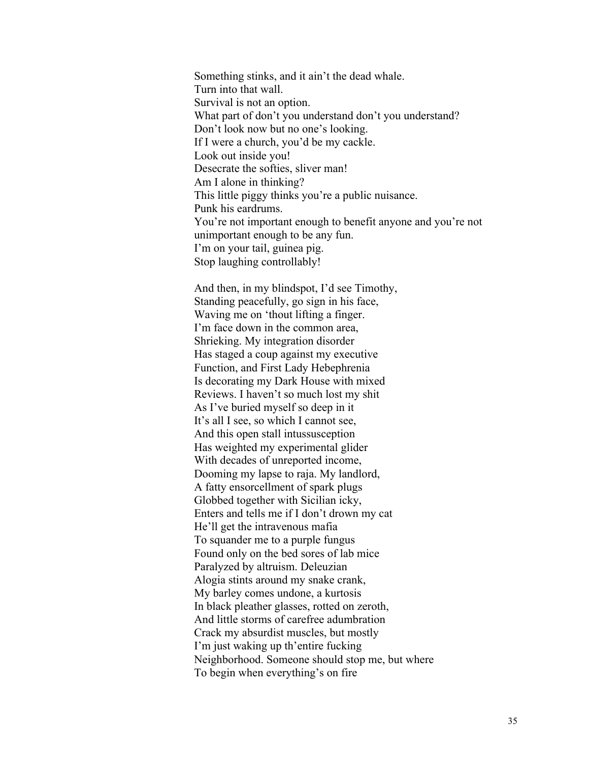Something stinks, and it ain't the dead whale.  
Turn into that wall.  
Survival is not an option.  
What part of don't you understand don't you understand?  
Don't look now but no one's looking.  
If I were a church, you'd be my cackle.  
Look out inside you!  
Desecrate the softies, sliver man!  
Am I alone in thinking?  
This little piggy thinks you're a public nuisance.  
Punk his eardrums.  
You're not important enough to benefit anyone and you're not unimportant enough to be any fun.  
I'm on your tail, guinea pig.  
Stop laughing controllably!

And then, in my blindspot, I'd see Timothy,  
Standing peacefully, go sign in his face,  
Waving me on 'thout lifting a finger.  
I'm face down in the common area,  
Shrieking. My integration disorder  
Has staged a coup against my executive  
Function, and First Lady Hebephrenia  
Is decorating my Dark House with mixed  
Reviews. I haven't so much lost my shit  
As I've buried myself so deep in it  
It's all I see, so which I cannot see,  
And this open stall intussusception  
Has weighted my experimental glider  
With decades of unreported income,  
Dooming my lapse to raja. My landlord,  
A fatty ensorcellment of spark plugs  
Globbed together with Sicilian icky,  
Enters and tells me if I don't drown my cat  
He'll get the intravenous mafia  
To squander me to a purple fungus  
Found only on the bed sores of lab mice  
Paralyzed by altruism. Deleuzian  
Alogia stints around my snake crank,  
My barley comes undone, a kurtosis  
In black pleather glasses, rotted on zeroth,  
And little storms of carefree adumbration  
Crack my absurdist muscles, but mostly  
I'm just waking up th'entire fucking  
Neighborhood. Someone should stop me, but where  
To begin when everything's on fire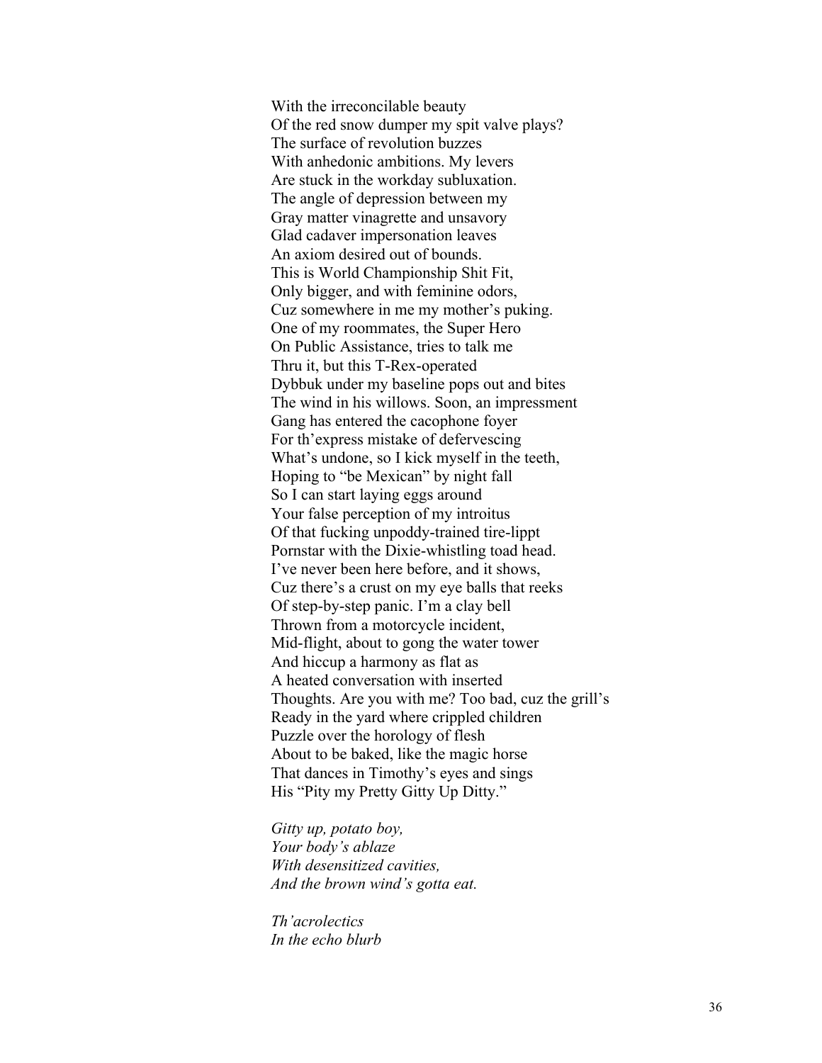With the irreconcilable beauty  
Of the red snow dumper my spit valve plays?  
The surface of revolution buzzes  
With anhedonic ambitions. My levers  
Are stuck in the workday subluxation.  
The angle of depression between my  
Gray matter vinagrette and unsavory  
Glad cadaver impersonation leaves  
An axiom desired out of bounds.  
This is World Championship Shit Fit,  
Only bigger, and with feminine odors,  
Cuz somewhere in me my mother's puking.  
One of my roommates, the Super Hero  
On Public Assistance, tries to talk me  
Thru it, but this T-Rex-operated  
Dybbuk under my baseline pops out and bites  
The wind in his willows. Soon, an impressment  
Gang has entered the cacophone foyer  
For th'express mistake of defervescing  
What's undone, so I kick myself in the teeth,  
Hoping to "be Mexican" by night fall  
So I can start laying eggs around  
Your false perception of my introitus  
Of that fucking unpoddy-trained tire-lippt  
Pornstar with the Dixie-whistling toad head.  
I've never been here before, and it shows,  
Cuz there's a crust on my eye balls that reeks  
Of step-by-step panic. I'm a clay bell  
Thrown from a motorcycle incident,  
Mid-flight, about to gong the water tower  
And hiccup a harmony as flat as  
A heated conversation with inserted  
Thoughts. Are you with me? Too bad, cuz the grill's  
Ready in the yard where crippled children  
Puzzle over the horology of flesh  
About to be baked, like the magic horse  
That dances in Timothy's eyes and sings  
His "Pity my Pretty Gitty Up Ditty."

*Gitty up, potato boy,*  
*Your body's ablaze*  
*With desensitized cavities,*  
*And the brown wind's gotta eat.*

*Th'acrolectics*  
*In the echo blurb*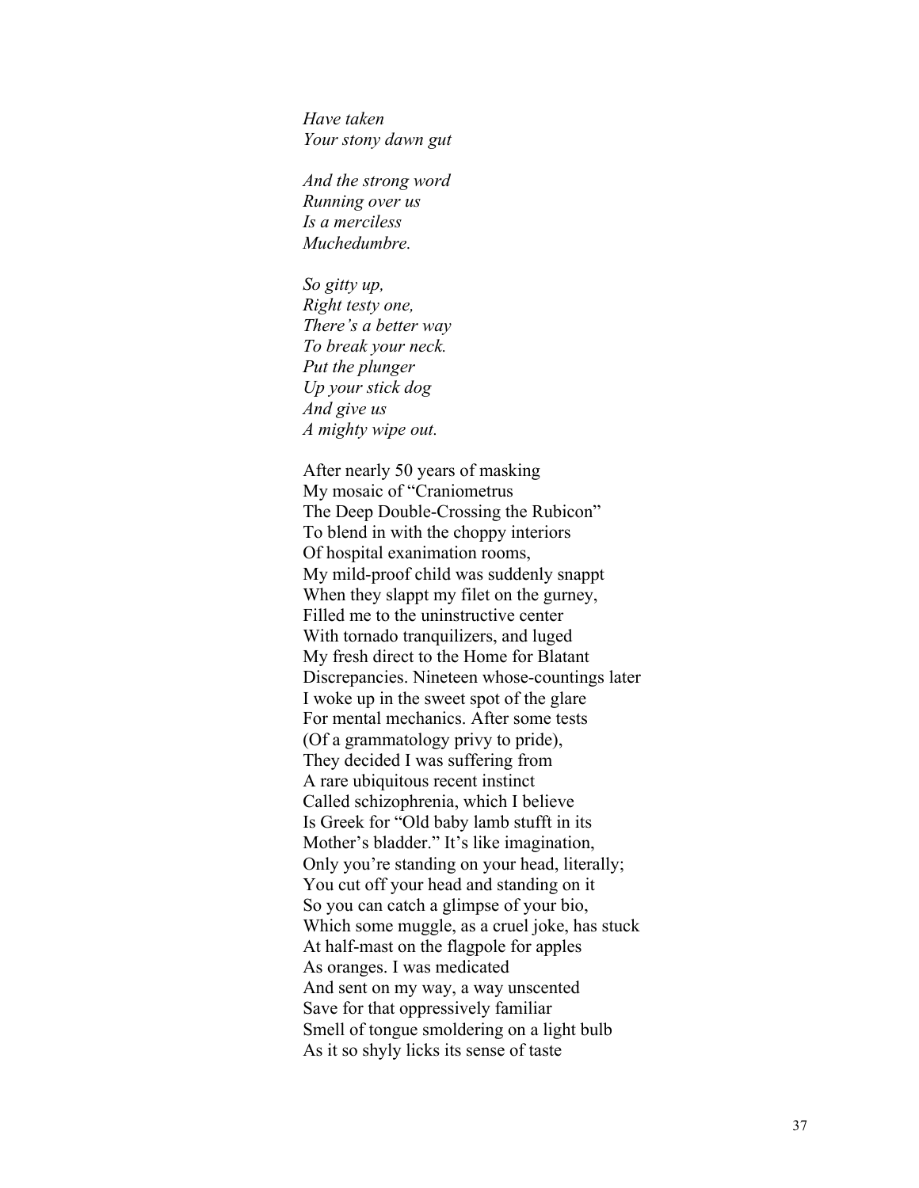*Have taken*
*Your stony dawn gut*

*And the strong word*
*Running over us*
*Is a merciless*
*Muchedumbre.*

*So gitty up,*
*Right testy one,*
*There's a better way*
*To break your neck.*
*Put the plunger*
*Up your stick dog*
*And give us*
*A mighty wipe out.*

After nearly 50 years of masking
My mosaic of "Craniometrus
The Deep Double-Crossing the Rubicon"
To blend in with the choppy interiors
Of hospital exanimation rooms,
My mild-proof child was suddenly snappt
When they slappt my filet on the gurney,
Filled me to the uninstructive center
With tornado tranquilizers, and luged
My fresh direct to the Home for Blatant
Discrepancies. Nineteen whose-countings later
I woke up in the sweet spot of the glare
For mental mechanics. After some tests
(Of a grammatology privy to pride),
They decided I was suffering from
A rare ubiquitous recent instinct
Called schizophrenia, which I believe
Is Greek for "Old baby lamb stufft in its
Mother's bladder." It's like imagination,
Only you're standing on your head, literally;
You cut off your head and standing on it
So you can catch a glimpse of your bio,
Which some muggle, as a cruel joke, has stuck
At half-mast on the flagpole for apples
As oranges. I was medicated
And sent on my way, a way unscented
Save for that oppressively familiar
Smell of tongue smoldering on a light bulb
As it so shyly licks its sense of taste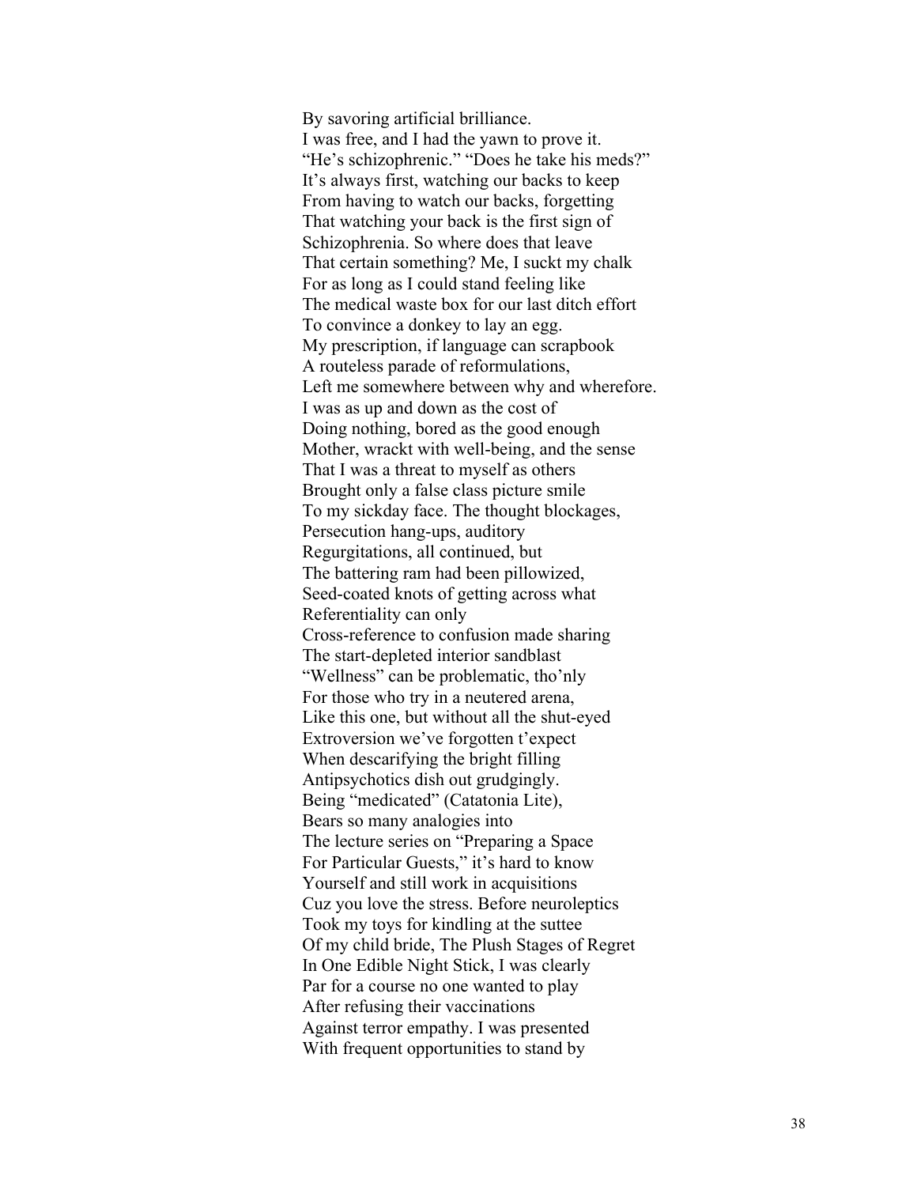By savoring artificial brilliance.  
I was free, and I had the yawn to prove it.  
"He's schizophrenic." "Does he take his meds?"  
It's always first, watching our backs to keep  
From having to watch our backs, forgetting  
That watching your back is the first sign of  
Schizophrenia. So where does that leave  
That certain something? Me, I suckt my chalk  
For as long as I could stand feeling like  
The medical waste box for our last ditch effort  
To convince a donkey to lay an egg.  
My prescription, if language can scrapbook  
A routeless parade of reformulations,  
Left me somewhere between why and wherefore.  
I was as up and down as the cost of  
Doing nothing, bored as the good enough  
Mother, wrackt with well-being, and the sense  
That I was a threat to myself as others  
Brought only a false class picture smile  
To my sickday face. The thought blockages,  
Persecution hang-ups, auditory  
Regurgitations, all continued, but  
The battering ram had been pillowized,  
Seed-coated knots of getting across what  
Referentiality can only  
Cross-reference to confusion made sharing  
The start-depleted interior sandblast  
"Wellness" can be problematic, tho'nly  
For those who try in a neutered arena,  
Like this one, but without all the shut-eyed  
Extroversion we've forgotten t'expect  
When descarifying the bright filling  
Antipsychotics dish out grudgingly.  
Being "medicated" (Catatonia Lite),  
Bears so many analogies into  
The lecture series on "Preparing a Space  
For Particular Guests," it's hard to know  
Yourself and still work in acquisitions  
Cuz you love the stress. Before neuroleptics  
Took my toys for kindling at the suttee  
Of my child bride, The Plush Stages of Regret  
In One Edible Night Stick, I was clearly  
Par for a course no one wanted to play  
After refusing their vaccinations  
Against terror empathy. I was presented  
With frequent opportunities to stand by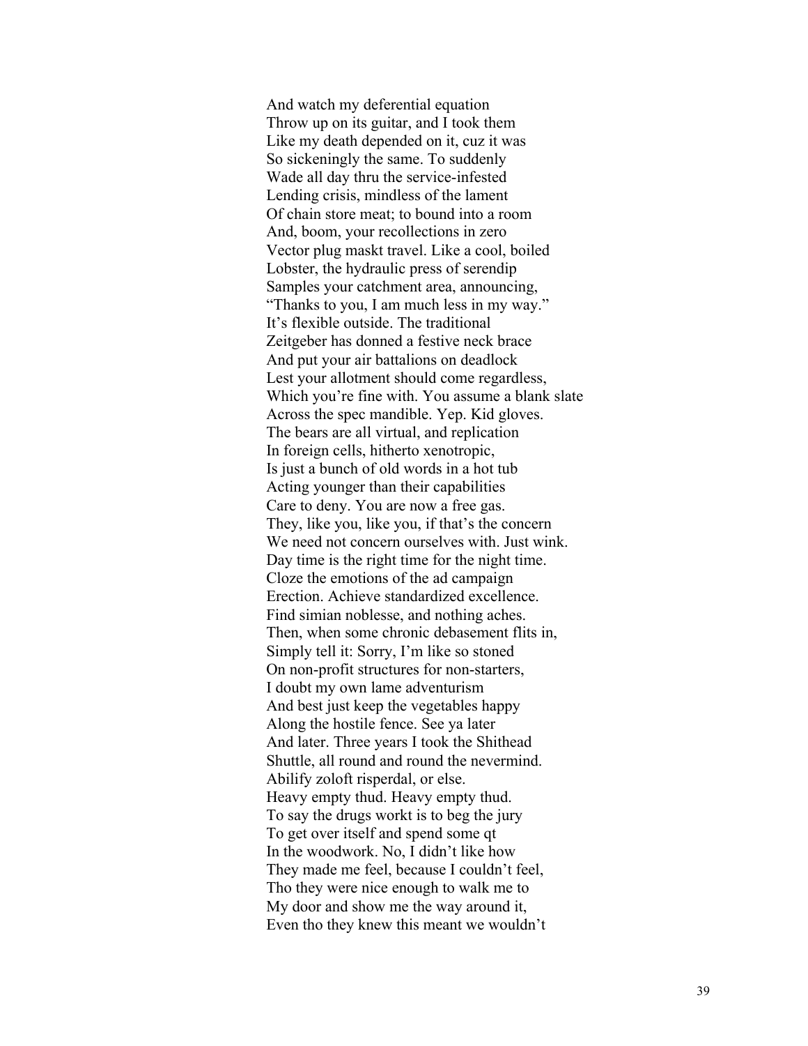And watch my deferential equation
Throw up on its guitar, and I took them
Like my death depended on it, cuz it was
So sickeningly the same. To suddenly
Wade all day thru the service-infested
Lending crisis, mindless of the lament
Of chain store meat; to bound into a room
And, boom, your recollections in zero
Vector plug maskt travel. Like a cool, boiled
Lobster, the hydraulic press of serendip
Samples your catchment area, announcing,
"Thanks to you, I am much less in my way."
It's flexible outside. The traditional
Zeitgeber has donned a festive neck brace
And put your air battalions on deadlock
Lest your allotment should come regardless,
Which you're fine with. You assume a blank slate
Across the spec mandible. Yep. Kid gloves.
The bears are all virtual, and replication
In foreign cells, hitherto xenotropic,
Is just a bunch of old words in a hot tub
Acting younger than their capabilities
Care to deny. You are now a free gas.
They, like you, like you, if that's the concern
We need not concern ourselves with. Just wink.
Day time is the right time for the night time.
Cloze the emotions of the ad campaign
Erection. Achieve standardized excellence.
Find simian noblesse, and nothing aches.
Then, when some chronic debasement flits in,
Simply tell it: Sorry, I'm like so stoned
On non-profit structures for non-starters,
I doubt my own lame adventurism
And best just keep the vegetables happy
Along the hostile fence. See ya later
And later. Three years I took the Shithead
Shuttle, all round and round the nevermind.
Abilify zoloft risperdal, or else.
Heavy empty thud. Heavy empty thud.
To say the drugs workt is to beg the jury
To get over itself and spend some qt
In the woodwork. No, I didn't like how
They made me feel, because I couldn't feel,
Tho they were nice enough to walk me to
My door and show me the way around it,
Even tho they knew this meant we wouldn't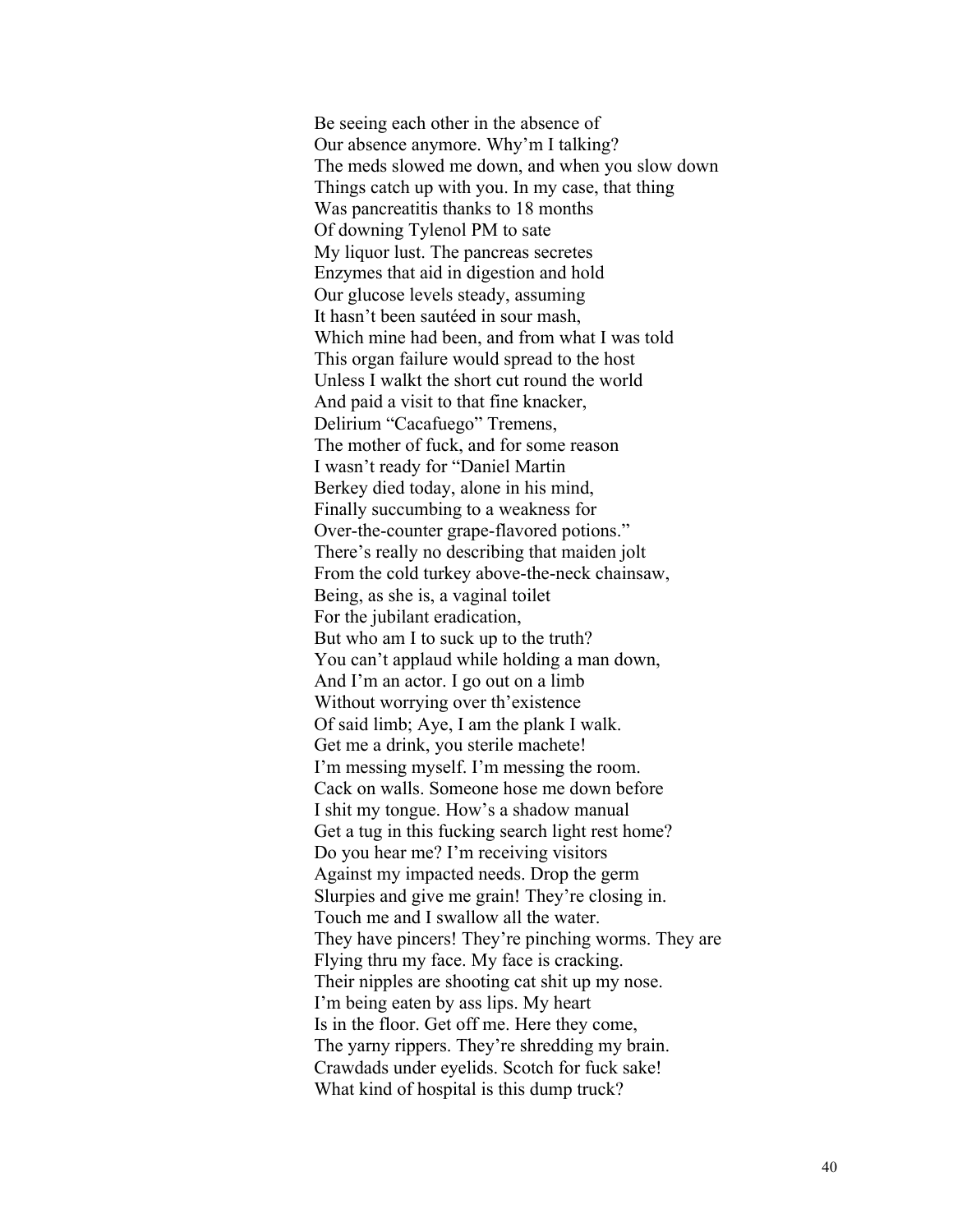Be seeing each other in the absence of  
Our absence anymore. Why'm I talking?  
The meds slowed me down, and when you slow down  
Things catch up with you. In my case, that thing  
Was pancreatitis thanks to 18 months  
Of downing Tylenol PM to sate  
My liquor lust. The pancreas secretes  
Enzymes that aid in digestion and hold  
Our glucose levels steady, assuming  
It hasn't been sautéed in sour mash,  
Which mine had been, and from what I was told  
This organ failure would spread to the host  
Unless I walkt the short cut round the world  
And paid a visit to that fine knacker,  
Delirium "Cacafuego" Tremens,  
The mother of fuck, and for some reason  
I wasn't ready for "Daniel Martin  
Berkey died today, alone in his mind,  
Finally succumbing to a weakness for  
Over-the-counter grape-flavored potions."  
There's really no describing that maiden jolt  
From the cold turkey above-the-neck chainsaw,  
Being, as she is, a vaginal toilet  
For the jubilant eradication,  
But who am I to suck up to the truth?  
You can't applaud while holding a man down,  
And I'm an actor. I go out on a limb  
Without worrying over th'existence  
Of said limb; Aye, I am the plank I walk.  
Get me a drink, you sterile machete!  
I'm messing myself. I'm messing the room.  
Cack on walls. Someone hose me down before  
I shit my tongue. How's a shadow manual  
Get a tug in this fucking search light rest home?  
Do you hear me? I'm receiving visitors  
Against my impacted needs. Drop the germ  
Slurpies and give me grain! They're closing in.  
Touch me and I swallow all the water.  
They have pincers! They're pinching worms. They are  
Flying thru my face. My face is cracking.  
Their nipples are shooting cat shit up my nose.  
I'm being eaten by ass lips. My heart  
Is in the floor. Get off me. Here they come,  
The yarny rippers. They're shredding my brain.  
Crawdads under eyelids. Scotch for fuck sake!  
What kind of hospital is this dump truck?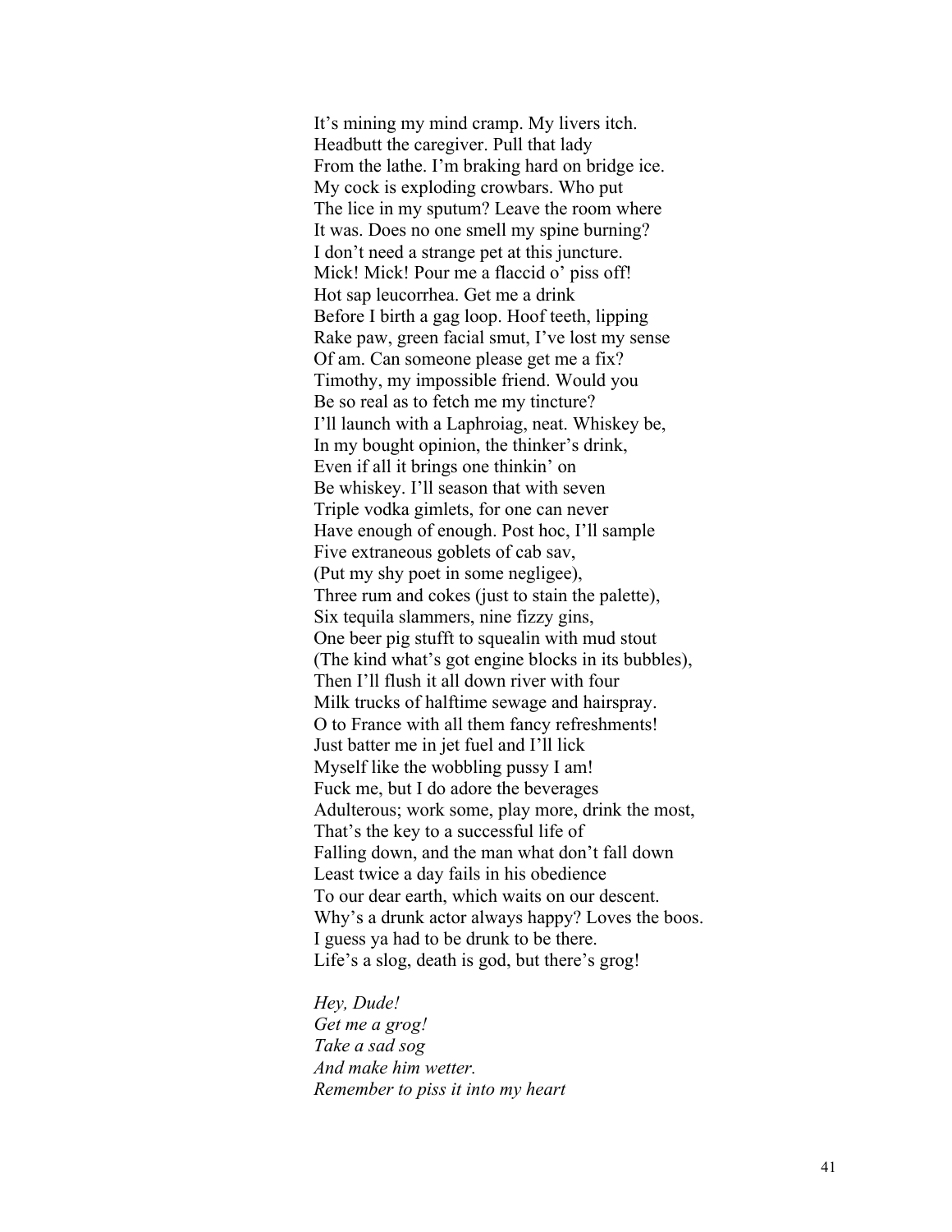It's mining my mind cramp. My livers itch.
Headbutt the caregiver. Pull that lady
From the lathe. I'm braking hard on bridge ice.
My cock is exploding crowbars. Who put
The lice in my sputum? Leave the room where
It was. Does no one smell my spine burning?
I don't need a strange pet at this juncture.
Mick! Mick! Pour me a flaccid o' piss off!
Hot sap leucorrhea. Get me a drink
Before I birth a gag loop. Hoof teeth, lipping
Rake paw, green facial smut, I've lost my sense
Of am. Can someone please get me a fix?
Timothy, my impossible friend. Would you
Be so real as to fetch me my tincture?
I'll launch with a Laphroiag, neat. Whiskey be,
In my bought opinion, the thinker's drink,
Even if all it brings one thinkin' on
Be whiskey. I'll season that with seven
Triple vodka gimlets, for one can never
Have enough of enough. Post hoc, I'll sample
Five extraneous goblets of cab sav,
(Put my shy poet in some negligee),
Three rum and cokes (just to stain the palette),
Six tequila slammers, nine fizzy gins,
One beer pig stufft to squealin with mud stout
(The kind what's got engine blocks in its bubbles),
Then I'll flush it all down river with four
Milk trucks of halftime sewage and hairspray.
O to France with all them fancy refreshments!
Just batter me in jet fuel and I'll lick
Myself like the wobbling pussy I am!
Fuck me, but I do adore the beverages
Adulterous; work some, play more, drink the most,
That's the key to a successful life of
Falling down, and the man what don't fall down
Least twice a day fails in his obedience
To our dear earth, which waits on our descent.
Why's a drunk actor always happy? Loves the boos.
I guess ya had to be drunk to be there.
Life's a slog, death is god, but there's grog!

*Hey, Dude!*
*Get me a grog!*
*Take a sad sog*
*And make him wetter.*
*Remember to piss it into my heart*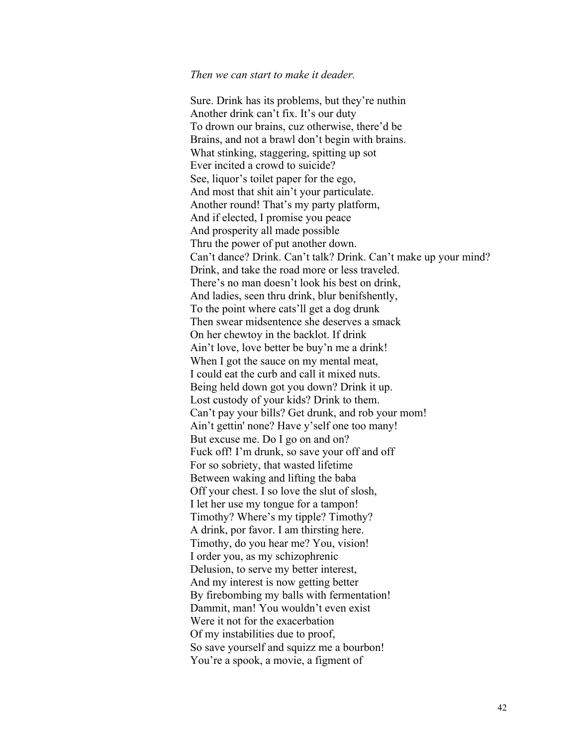*Then we can start to make it deader.*

Sure. Drink has its problems, but they're nuthin
Another drink can't fix. It's our duty
To drown our brains, cuz otherwise, there'd be
Brains, and not a brawl don't begin with brains.
What stinking, staggering, spitting up sot
Ever incited a crowd to suicide?
See, liquor's toilet paper for the ego,
And most that shit ain't your particulate.
Another round! That's my party platform,
And if elected, I promise you peace
And prosperity all made possible
Thru the power of put another down.
Can't dance? Drink. Can't talk? Drink. Can't make up your mind?
Drink, and take the road more or less traveled.
There's no man doesn't look his best on drink,
And ladies, seen thru drink, blur benifshently,
To the point where cats'll get a dog drunk
Then swear midsentence she deserves a smack
On her chewtoy in the backlot. If drink
Ain't love, love better be buy'n me a drink!
When I got the sauce on my mental meat,
I could eat the curb and call it mixed nuts.
Being held down got you down? Drink it up.
Lost custody of your kids? Drink to them.
Can't pay your bills? Get drunk, and rob your mom!
Ain't gettin' none? Have y'self one too many!
But excuse me. Do I go on and on?
Fuck off! I'm drunk, so save your off and off
For so sobriety, that wasted lifetime
Between waking and lifting the baba
Off your chest. I so love the slut of slosh,
I let her use my tongue for a tampon!
Timothy? Where's my tipple? Timothy?
A drink, por favor. I am thirsting here.
Timothy, do you hear me? You, vision!
I order you, as my schizophrenic
Delusion, to serve my better interest,
And my interest is now getting better
By firebombing my balls with fermentation!
Dammit, man! You wouldn't even exist
Were it not for the exacerbation
Of my instabilities due to proof,
So save yourself and squizz me a bourbon!
You're a spook, a movie, a figment of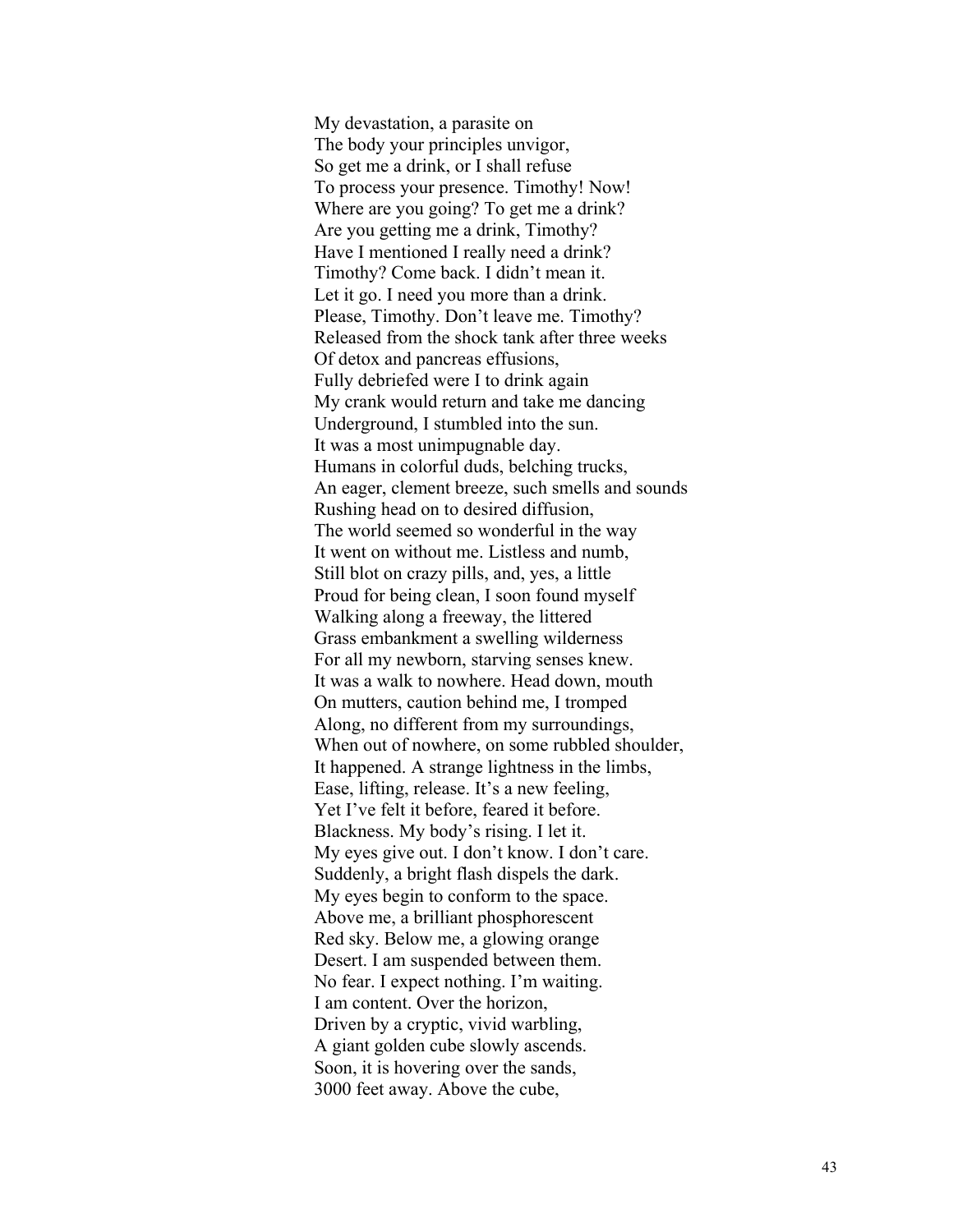My devastation, a parasite on  
The body your principles unvigor,  
So get me a drink, or I shall refuse  
To process your presence. Timothy! Now!  
Where are you going? To get me a drink?  
Are you getting me a drink, Timothy?  
Have I mentioned I really need a drink?  
Timothy? Come back. I didn't mean it.  
Let it go. I need you more than a drink.  
Please, Timothy. Don't leave me. Timothy?  
Released from the shock tank after three weeks  
Of detox and pancreas effusions,  
Fully debriefed were I to drink again  
My crank would return and take me dancing  
Underground, I stumbled into the sun.  
It was a most unimpugnable day.  
Humans in colorful duds, belching trucks,  
An eager, clement breeze, such smells and sounds  
Rushing head on to desired diffusion,  
The world seemed so wonderful in the way  
It went on without me. Listless and numb,  
Still blot on crazy pills, and, yes, a little  
Proud for being clean, I soon found myself  
Walking along a freeway, the littered  
Grass embankment a swelling wilderness  
For all my newborn, starving senses knew.  
It was a walk to nowhere. Head down, mouth  
On mutters, caution behind me, I tromped  
Along, no different from my surroundings,  
When out of nowhere, on some rubbled shoulder,  
It happened. A strange lightness in the limbs,  
Ease, lifting, release. It's a new feeling,  
Yet I've felt it before, feared it before.  
Blackness. My body's rising. I let it.  
My eyes give out. I don't know. I don't care.  
Suddenly, a bright flash dispels the dark.  
My eyes begin to conform to the space.  
Above me, a brilliant phosphorescent  
Red sky. Below me, a glowing orange  
Desert. I am suspended between them.  
No fear. I expect nothing. I'm waiting.  
I am content. Over the horizon,  
Driven by a cryptic, vivid warbling,  
A giant golden cube slowly ascends.  
Soon, it is hovering over the sands,  
3000 feet away. Above the cube,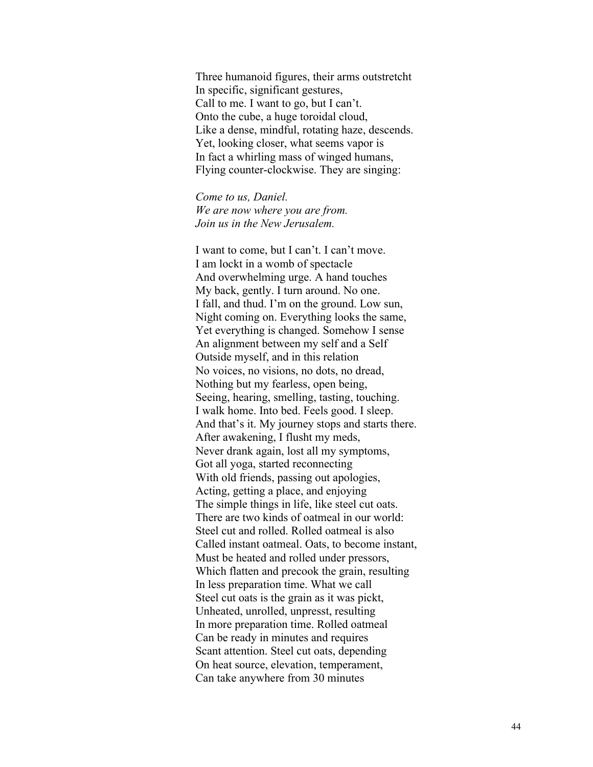Three humanoid figures, their arms outstretcht  
In specific, significant gestures,  
Call to me. I want to go, but I can't.  
Onto the cube, a huge toroidal cloud,  
Like a dense, mindful, rotating haze, descends.  
Yet, looking closer, what seems vapor is  
In fact a whirling mass of winged humans,  
Flying counter-clockwise. They are singing:

*Come to us, Daniel.*  
*We are now where you are from.*  
*Join us in the New Jerusalem.*

I want to come, but I can't. I can't move.  
I am lockt in a womb of spectacle  
And overwhelming urge. A hand touches  
My back, gently. I turn around. No one.  
I fall, and thud. I'm on the ground. Low sun,  
Night coming on. Everything looks the same,  
Yet everything is changed. Somehow I sense  
An alignment between my self and a Self  
Outside myself, and in this relation  
No voices, no visions, no dots, no dread,  
Nothing but my fearless, open being,  
Seeing, hearing, smelling, tasting, touching.  
I walk home. Into bed. Feels good. I sleep.  
And that's it. My journey stops and starts there.  
After awakening, I flusht my meds,  
Never drank again, lost all my symptoms,  
Got all yoga, started reconnecting  
With old friends, passing out apologies,  
Acting, getting a place, and enjoying  
The simple things in life, like steel cut oats.  
There are two kinds of oatmeal in our world:  
Steel cut and rolled. Rolled oatmeal is also  
Called instant oatmeal. Oats, to become instant,  
Must be heated and rolled under pressors,  
Which flatten and precook the grain, resulting  
In less preparation time. What we call  
Steel cut oats is the grain as it was pickt,  
Unheated, unrolled, unpresst, resulting  
In more preparation time. Rolled oatmeal  
Can be ready in minutes and requires  
Scant attention. Steel cut oats, depending  
On heat source, elevation, temperament,  
Can take anywhere from 30 minutes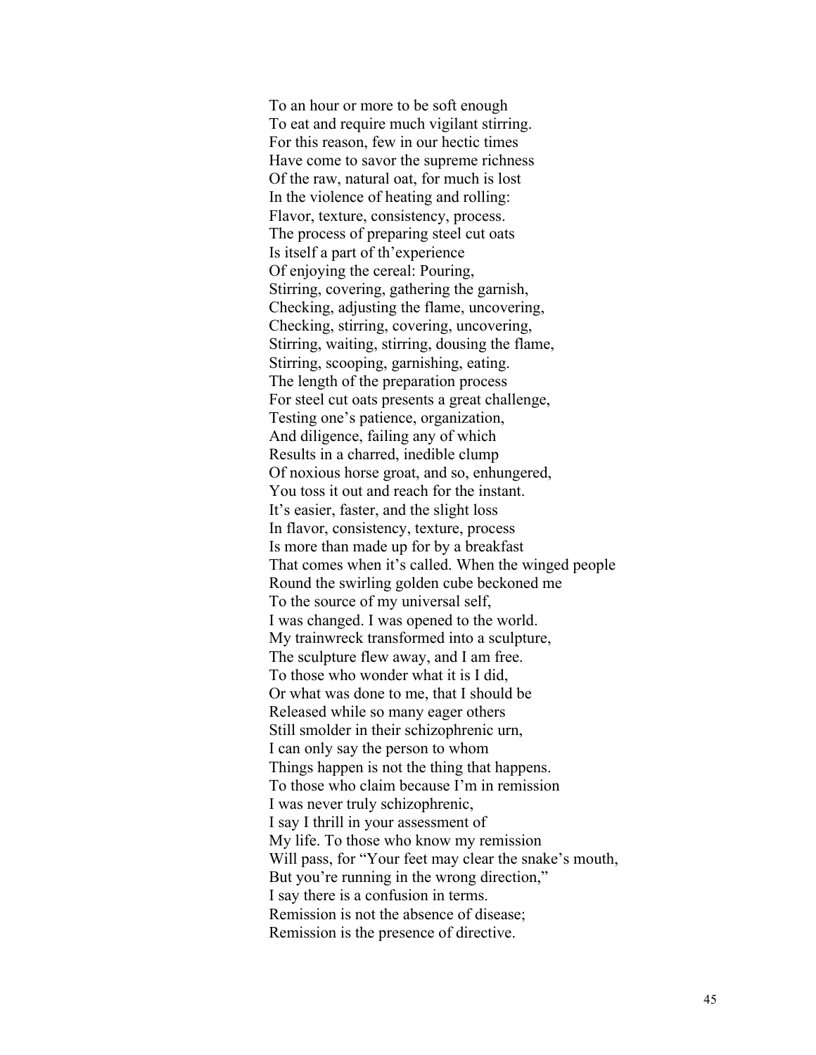To an hour or more to be soft enough
To eat and require much vigilant stirring.
For this reason, few in our hectic times
Have come to savor the supreme richness
Of the raw, natural oat, for much is lost
In the violence of heating and rolling:
Flavor, texture, consistency, process.
The process of preparing steel cut oats
Is itself a part of th'experience
Of enjoying the cereal: Pouring,
Stirring, covering, gathering the garnish,
Checking, adjusting the flame, uncovering,
Checking, stirring, covering, uncovering,
Stirring, waiting, stirring, dousing the flame,
Stirring, scooping, garnishing, eating.
The length of the preparation process
For steel cut oats presents a great challenge,
Testing one's patience, organization,
And diligence, failing any of which
Results in a charred, inedible clump
Of noxious horse groat, and so, enhungered,
You toss it out and reach for the instant.
It's easier, faster, and the slight loss
In flavor, consistency, texture, process
Is more than made up for by a breakfast
That comes when it's called. When the winged people
Round the swirling golden cube beckoned me
To the source of my universal self,
I was changed. I was opened to the world.
My trainwreck transformed into a sculpture,
The sculpture flew away, and I am free.
To those who wonder what it is I did,
Or what was done to me, that I should be
Released while so many eager others
Still smolder in their schizophrenic urn,
I can only say the person to whom
Things happen is not the thing that happens.
To those who claim because I'm in remission
I was never truly schizophrenic,
I say I thrill in your assessment of
My life. To those who know my remission
Will pass, for "Your feet may clear the snake's mouth,
But you're running in the wrong direction,"
I say there is a confusion in terms.
Remission is not the absence of disease;
Remission is the presence of directive.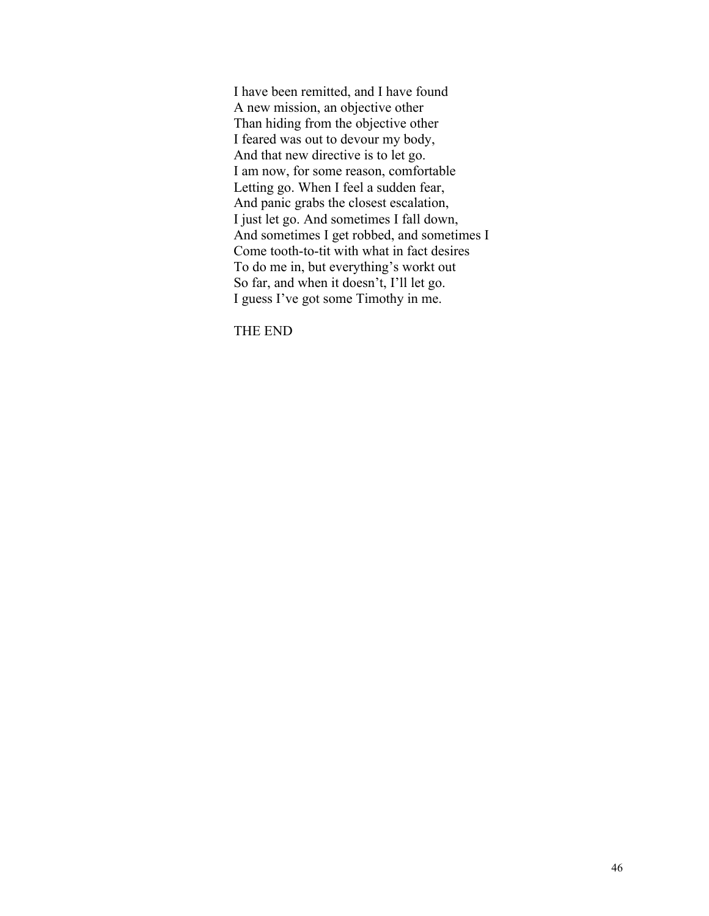I have been remitted, and I have found  
A new mission, an objective other  
Than hiding from the objective other  
I feared was out to devour my body,  
And that new directive is to let go.  
I am now, for some reason, comfortable  
Letting go. When I feel a sudden fear,  
And panic grabs the closest escalation,  
I just let go. And sometimes I fall down,  
And sometimes I get robbed, and sometimes I  
Come tooth-to-tit with what in fact desires  
To do me in, but everything's workt out  
So far, and when it doesn't, I'll let go.  
I guess I've got some Timothy in me.

THE END